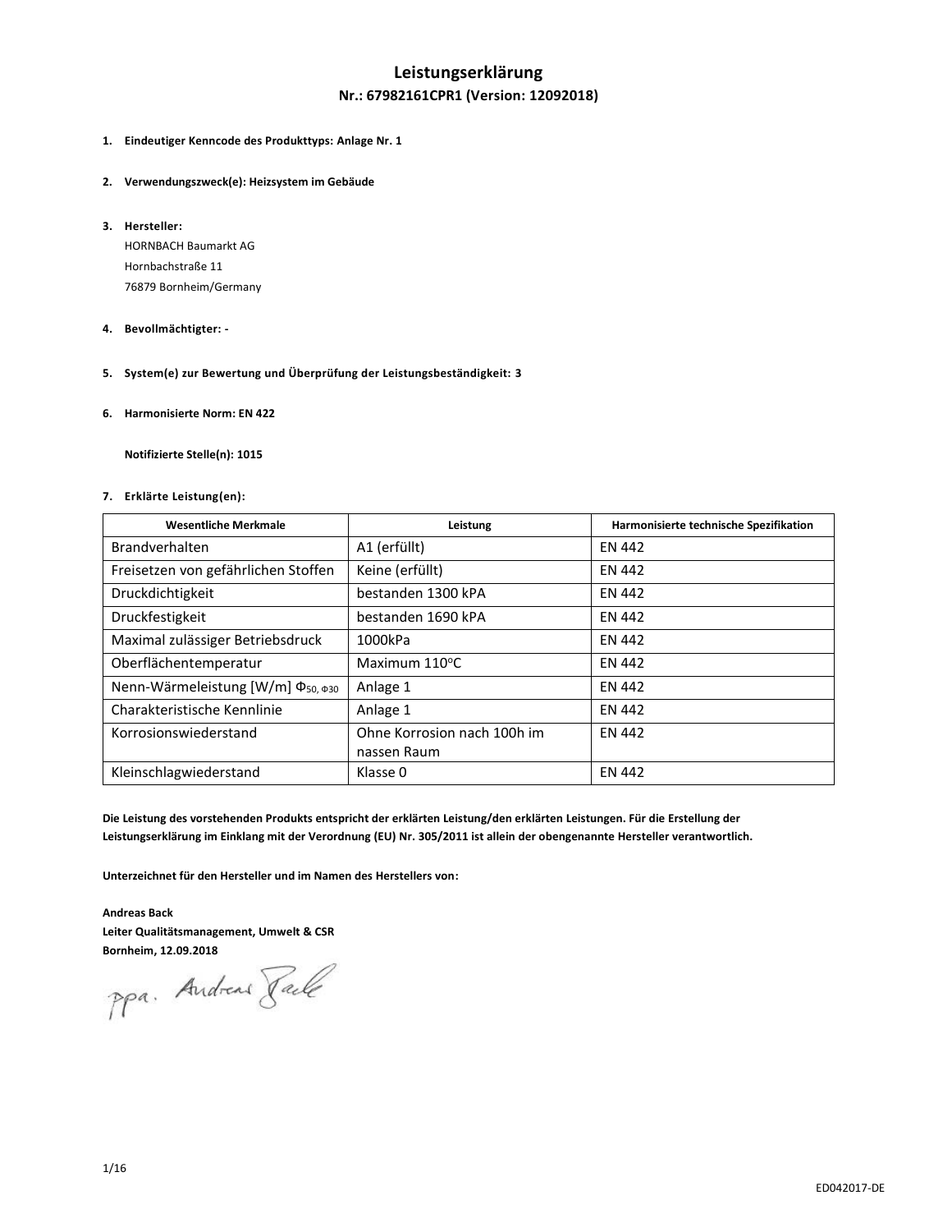# Leistungserklärung

## Nr.: 67982161CPR1 (Version: 12092018)

1. **Eindeutiger Kenncode des Produkttyps: Anlage Nr. 1**

2. **Verwendungszweck(e): Heizsystem im Gebäude**

3. **Hersteller:**
   HORNBACH Baumarkt AG
   Hornbachstraße 11
   76879 Bornheim/Germany

4. **Bevollmächtigter: -**

5. **System(e) zur Bewertung und Überprüfung der Leistungsbeständigkeit: 3**

6. **Harmonisierte Norm: EN 422**

   **Notifizierte Stelle(n): 1015**

7. **Erklärte Leistung(en):**

| Wesentliche Merkmale | Leistung | Harmonisierte technische Spezifikation |
|---|---|---|
| Brandverhalten | A1 (erfüllt) | EN 442 |
| Freisetzen von gefährlichen Stoffen | Keine (erfüllt) | EN 442 |
| Druckdichtigkeit | bestanden 1300 kPA | EN 442 |
| Druckfestigkeit | bestanden 1690 kPA | EN 442 |
| Maximal zulässiger Betriebsdruck | 1000kPa | EN 442 |
| Oberflächentemperatur | Maximum 110°C | EN 442 |
| Nenn-Wärmeleistung [W/m] $\Phi_{50,\ \Phi 30}$ | Anlage 1 | EN 442 |
| Charakteristische Kennlinie | Anlage 1 | EN 442 |
| Korrosionswiederstand | Ohne Korrosion nach 100h im nassen Raum | EN 442 |
| Kleinschlagwiederstand | Klasse 0 | EN 442 |

**Die Leistung des vorstehenden Produkts entspricht der erklärten Leistung/den erklärten Leistungen. Für die Erstellung der Leistungserklärung im Einklang mit der Verordnung (EU) Nr. 305/2011 ist allein der obengenannte Hersteller verantwortlich.**

**Unterzeichnet für den Hersteller und im Namen des Herstellers von:**

**Andreas Back**
**Leiter Qualitätsmanagement, Umwelt & CSR**
**Bornheim, 12.09.2018**

ppa. Andreas Back

ED042017-DE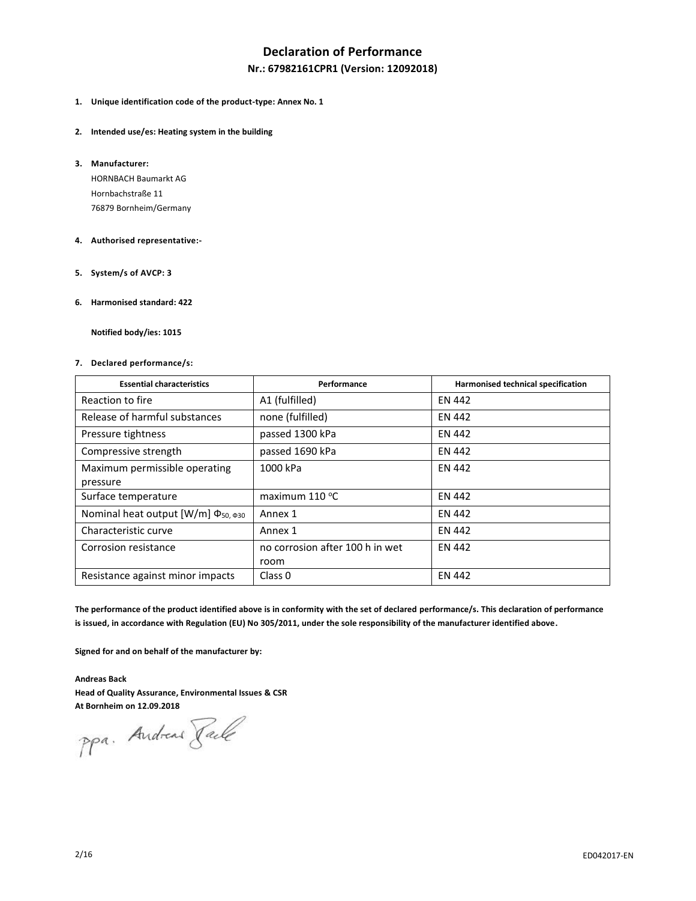# Declaration of Performance

## Nr.: 67982161CPR1 (Version: 12092018)

1. **Unique identification code of the product-type: Annex No. 1**

2. **Intended use/es: Heating system in the building**

3. **Manufacturer:**

   HORNBACH Baumarkt AG
   Hornbachstraße 11
   76879 Bornheim/Germany

4. **Authorised representative:-**

5. **System/s of AVCP: 3**

6. **Harmonised standard: 422**

   **Notified body/ies: 1015**

7. **Declared performance/s:**

| Essential characteristics | Performance | Harmonised technical specification |
|---|---|---|
| Reaction to fire | A1 (fulfilled) | EN 442 |
| Release of harmful substances | none (fulfilled) | EN 442 |
| Pressure tightness | passed 1300 kPa | EN 442 |
| Compressive strength | passed 1690 kPa | EN 442 |
| Maximum permissible operating pressure | 1000 kPa | EN 442 |
| Surface temperature | maximum 110 °C | EN 442 |
| Nominal heat output [W/m] $\Phi_{50,\ \Phi 30}$ | Annex 1 | EN 442 |
| Characteristic curve | Annex 1 | EN 442 |
| Corrosion resistance | no corrosion after 100 h in wet room | EN 442 |
| Resistance against minor impacts | Class 0 | EN 442 |

**The performance of the product identified above is in conformity with the set of declared performance/s. This declaration of performance is issued, in accordance with Regulation (EU) No 305/2011, under the sole responsibility of the manufacturer identified above.**

**Signed for and on behalf of the manufacturer by:**

**Andreas Back**
**Head of Quality Assurance, Environmental Issues & CSR**
**At Bornheim on 12.09.2018**

ppa. Andreas Back

ED042017-EN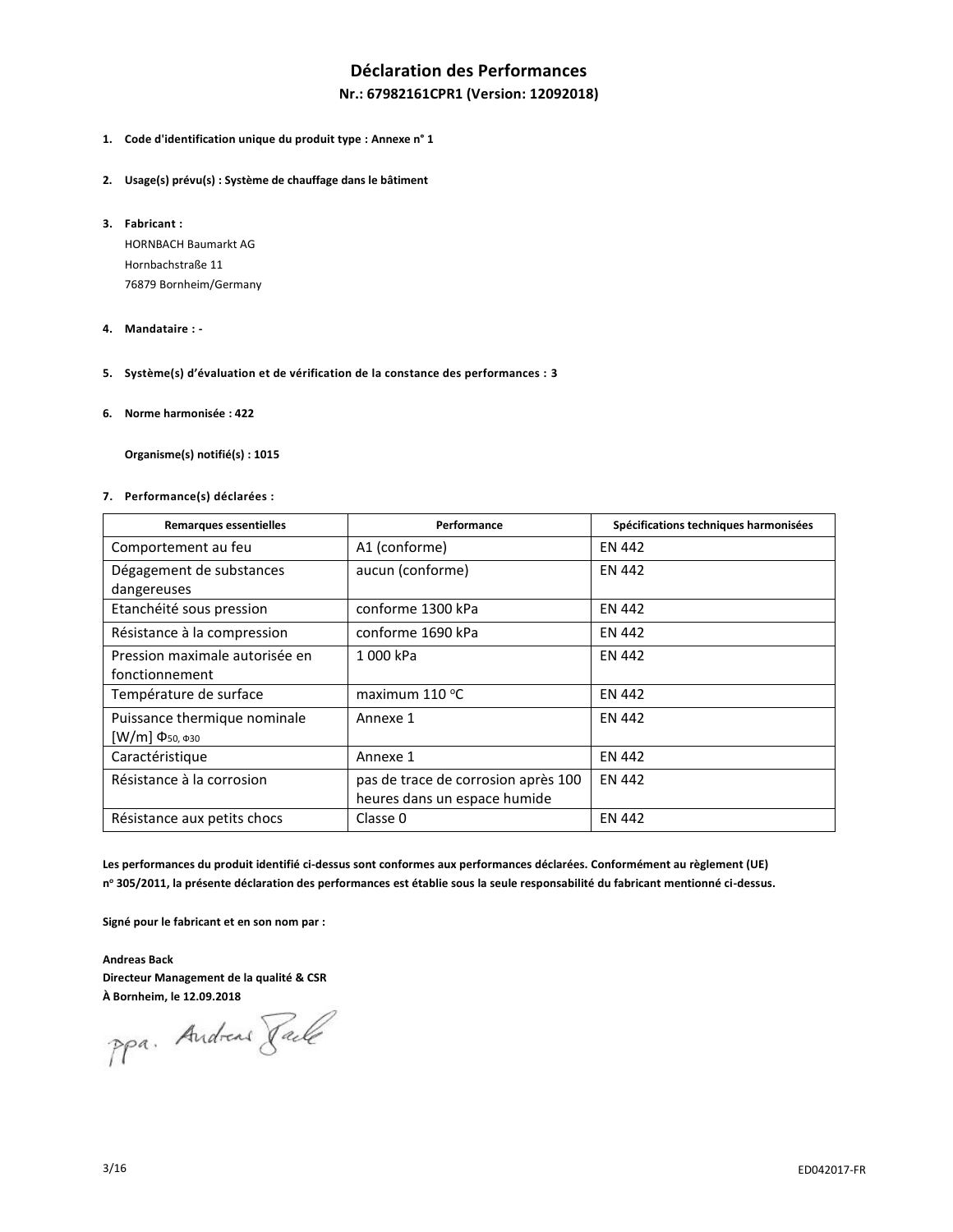# Déclaration des Performances

**Nr.: 67982161CPR1 (Version: 12092018)**

1. **Code d'identification unique du produit type : Annexe n° 1**

2. **Usage(s) prévu(s) : Système de chauffage dans le bâtiment**

3. **Fabricant :**
   HORNBACH Baumarkt AG
   Hornbachstraße 11
   76879 Bornheim/Germany

4. **Mandataire : -**

5. **Système(s) d'évaluation et de vérification de la constance des performances : 3**

6. **Norme harmonisée : 422**

   **Organisme(s) notifié(s) : 1015**

7. **Performance(s) déclarées :**

| Remarques essentielles | Performance | Spécifications techniques harmonisées |
|---|---|---|
| Comportement au feu | A1 (conforme) | EN 442 |
| Dégagement de substances dangereuses | aucun (conforme) | EN 442 |
| Etanchéité sous pression | conforme 1300 kPa | EN 442 |
| Résistance à la compression | conforme 1690 kPa | EN 442 |
| Pression maximale autorisée en fonctionnement | 1 000 kPa | EN 442 |
| Température de surface | maximum 110 °C | EN 442 |
| Puissance thermique nominale [W/m] $\Phi_{50}$, $\Phi_{30}$ | Annexe 1 | EN 442 |
| Caractéristique | Annexe 1 | EN 442 |
| Résistance à la corrosion | pas de trace de corrosion après 100 heures dans un espace humide | EN 442 |
| Résistance aux petits chocs | Classe 0 | EN 442 |

**Les performances du produit identifié ci-dessus sont conformes aux performances déclarées. Conformément au règlement (UE) n° 305/2011, la présente déclaration des performances est établie sous la seule responsabilité du fabricant mentionné ci-dessus.**

**Signé pour le fabricant et en son nom par :**

**Andreas Back**
**Directeur Management de la qualité & CSR**
**À Bornheim, le 12.09.2018**

ppa. Andreas Back

ED042017-FR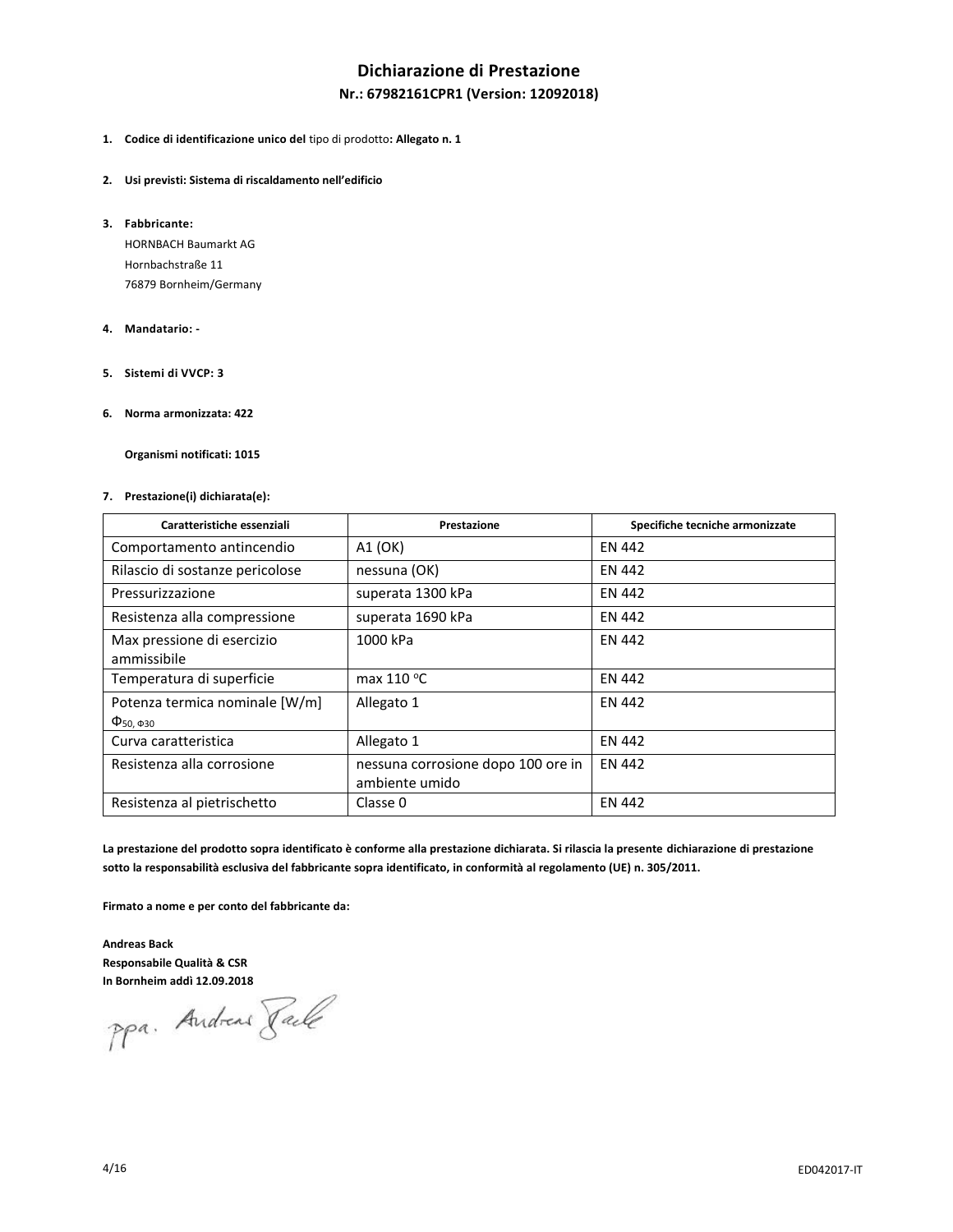# Dichiarazione di Prestazione

## Nr.: 67982161CPR1 (Version: 12092018)

1. **Codice di identificazione unico del** tipo di prodotto**: Allegato n. 1**

2. **Usi previsti: Sistema di riscaldamento nell'edificio**

3. **Fabbricante:**
   HORNBACH Baumarkt AG
   Hornbachstraße 11
   76879 Bornheim/Germany

4. **Mandatario: -**

5. **Sistemi di VVCP: 3**

6. **Norma armonizzata: 422**

   **Organismi notificati: 1015**

7. **Prestazione(i) dichiarata(e):**

| Caratteristiche essenziali | Prestazione | Specifiche tecniche armonizzate |
|---|---|---|
| Comportamento antincendio | A1 (OK) | EN 442 |
| Rilascio di sostanze pericolose | nessuna (OK) | EN 442 |
| Pressurizzazione | superata 1300 kPa | EN 442 |
| Resistenza alla compressione | superata 1690 kPa | EN 442 |
| Max pressione di esercizio ammissibile | 1000 kPa | EN 442 |
| Temperatura di superficie | max 110 °C | EN 442 |
| Potenza termica nominale [W/m] $\Phi_{50}$, $\Phi_{30}$ | Allegato 1 | EN 442 |
| Curva caratteristica | Allegato 1 | EN 442 |
| Resistenza alla corrosione | nessuna corrosione dopo 100 ore in ambiente umido | EN 442 |
| Resistenza al pietrischetto | Classe 0 | EN 442 |

**La prestazione del prodotto sopra identificato è conforme alla prestazione dichiarata. Si rilascia la presente dichiarazione di prestazione sotto la responsabilità esclusiva del fabbricante sopra identificato, in conformità al regolamento (UE) n. 305/2011.**

**Firmato a nome e per conto del fabbricante da:**

**Andreas Back**
**Responsabile Qualità & CSR**
**In Bornheim addì 12.09.2018**

ppa. Andreas Back

ED042017-IT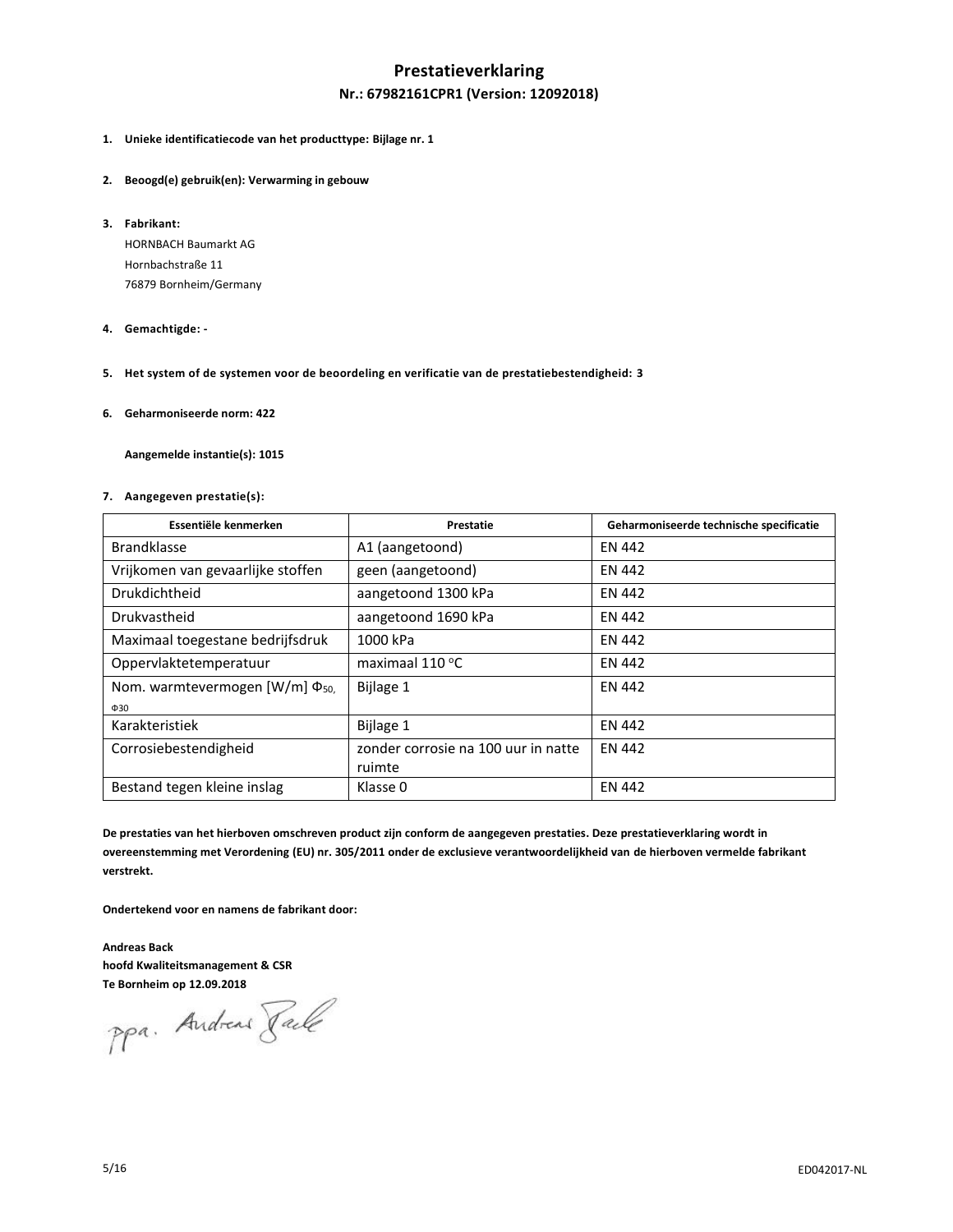# Prestatieverklaring

## Nr.: 67982161CPR1 (Version: 12092018)

1. **Unieke identificatiecode van het producttype: Bijlage nr. 1**

2. **Beoogd(e) gebruik(en): Verwarming in gebouw**

3. **Fabrikant:**
   HORNBACH Baumarkt AG
   Hornbachstraße 11
   76879 Bornheim/Germany

4. **Gemachtigde: -**

5. **Het system of de systemen voor de beoordeling en verificatie van de prestatiebestendigheid: 3**

6. **Geharmoniseerde norm: 422**

   **Aangemelde instantie(s): 1015**

7. **Aangegeven prestatie(s):**

| Essentiële kenmerken | Prestatie | Geharmoniseerde technische specificatie |
|---|---|---|
| Brandklasse | A1 (aangetoond) | EN 442 |
| Vrijkomen van gevaarlijke stoffen | geen (aangetoond) | EN 442 |
| Drukdichtheid | aangetoond 1300 kPa | EN 442 |
| Drukvastheid | aangetoond 1690 kPa | EN 442 |
| Maximaal toegestane bedrijfsdruk | 1000 kPa | EN 442 |
| Oppervlaktetemperatuur | maximaal 110 °C | EN 442 |
| Nom. warmtevermogen [W/m] $\Phi_{50}$, $\Phi_{30}$ | Bijlage 1 | EN 442 |
| Karakteristiek | Bijlage 1 | EN 442 |
| Corrosiebestendigheid | zonder corrosie na 100 uur in natte ruimte | EN 442 |
| Bestand tegen kleine inslag | Klasse 0 | EN 442 |

**De prestaties van het hierboven omschreven product zijn conform de aangegeven prestaties. Deze prestatieverklaring wordt in overeenstemming met Verordening (EU) nr. 305/2011 onder de exclusieve verantwoordelijkheid van de hierboven vermelde fabrikant verstrekt.**

**Ondertekend voor en namens de fabrikant door:**

**Andreas Back**
**hoofd Kwaliteitsmanagement & CSR**
**Te Bornheim op 12.09.2018**

ppa. Andreas Back

ED042017-NL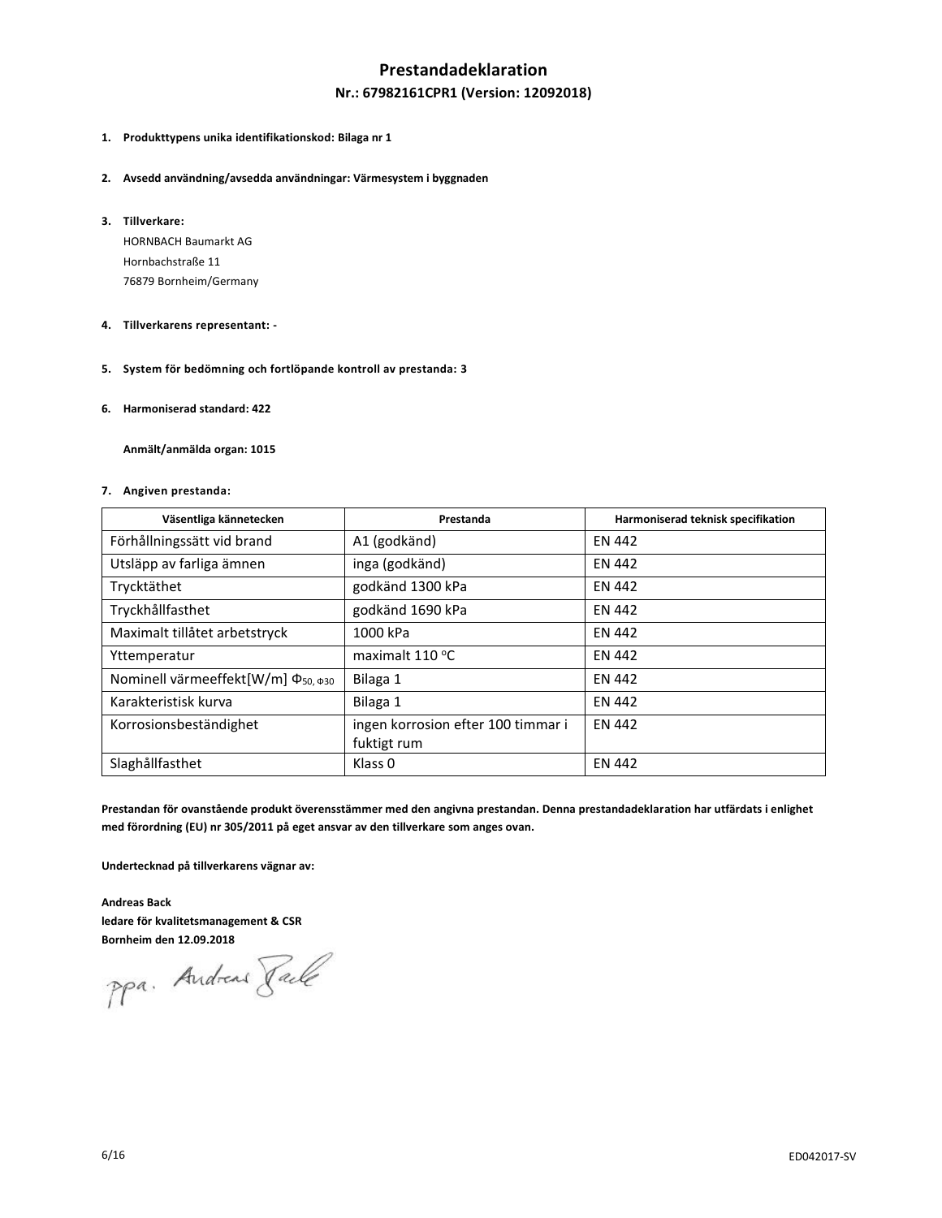# Prestandadeklaration

## Nr.: 67982161CPR1 (Version: 12092018)

1. **Produkttypens unika identifikationskod: Bilaga nr 1**

2. **Avsedd användning/avsedda användningar: Värmesystem i byggnaden**

3. **Tillverkare:**
   HORNBACH Baumarkt AG
   Hornbachstraße 11
   76879 Bornheim/Germany

4. **Tillverkarens representant: -**

5. **System för bedömning och fortlöpande kontroll av prestanda: 3**

6. **Harmoniserad standard: 422**

   **Anmält/anmälda organ: 1015**

7. **Angiven prestanda:**

| Väsentliga kännetecken | Prestanda | Harmoniserad teknisk specifikation |
|---|---|---|
| Förhållningssätt vid brand | A1 (godkänd) | EN 442 |
| Utsläpp av farliga ämnen | inga (godkänd) | EN 442 |
| Trycktäthet | godkänd 1300 kPa | EN 442 |
| Tryckhållfasthet | godkänd 1690 kPa | EN 442 |
| Maximalt tillåtet arbetstryck | 1000 kPa | EN 442 |
| Yttemperatur | maximalt 110 °C | EN 442 |
| Nominell värmeeffekt[W/m] $\Phi_{50,\ \Phi 30}$ | Bilaga 1 | EN 442 |
| Karakteristisk kurva | Bilaga 1 | EN 442 |
| Korrosionsbeständighet | ingen korrosion efter 100 timmar i fuktigt rum | EN 442 |
| Slaghållfasthet | Klass 0 | EN 442 |

**Prestandan för ovanstående produkt överensstämmer med den angivna prestandan. Denna prestandadeklaration har utfärdats i enlighet med förordning (EU) nr 305/2011 på eget ansvar av den tillverkare som anges ovan.**

**Undertecknad på tillverkarens vägnar av:**

**Andreas Back**
**ledare för kvalitetsmanagement & CSR**
**Bornheim den 12.09.2018**

ppa. Andreas Back

ED042017-SV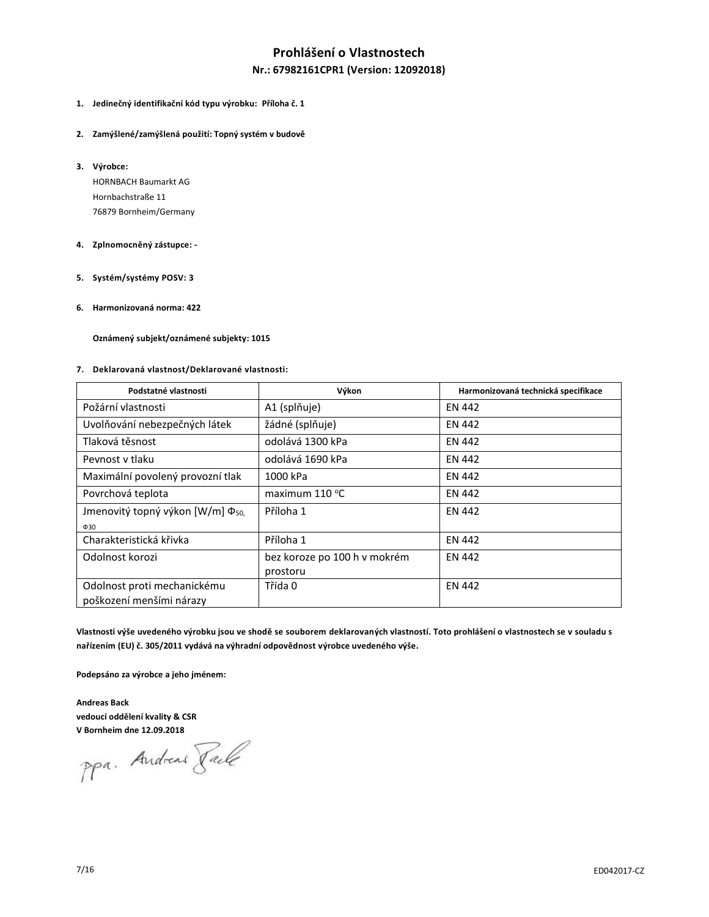# Prohlášení o Vlastnostech

## Nr.: 67982161CPR1 (Version: 12092018)

1. **Jedinečný identifikační kód typu výrobku: Příloha č. 1**

2. **Zamýšlené/zamýšlená použití: Topný systém v budově**

3. **Výrobce:**
   HORNBACH Baumarkt AG
   Hornbachstraße 11
   76879 Bornheim/Germany

4. **Zplnomocněný zástupce: -**

5. **Systém/systémy POSV: 3**

6. **Harmonizovaná norma: 422**

   **Oznámený subjekt/oznámené subjekty: 1015**

7. **Deklarovaná vlastnost/Deklarované vlastnosti:**

| Podstatné vlastnosti | Výkon | Harmonizovaná technická specifikace |
|---|---|---|
| Požární vlastnosti | A1 (splňuje) | EN 442 |
| Uvolňování nebezpečných látek | žádné (splňuje) | EN 442 |
| Tlaková těsnost | odolává 1300 kPa | EN 442 |
| Pevnost v tlaku | odolává 1690 kPa | EN 442 |
| Maximální povolený provozní tlak | 1000 kPa | EN 442 |
| Povrchová teplota | maximum 110 °C | EN 442 |
| Jmenovitý topný výkon [W/m] $\Phi_{50}$, $\Phi_{30}$ | Příloha 1 | EN 442 |
| Charakteristická křivka | Příloha 1 | EN 442 |
| Odolnost korozi | bez koroze po 100 h v mokrém prostoru | EN 442 |
| Odolnost proti mechanickému poškození menšími nárazy | Třída 0 | EN 442 |

**Vlastnosti výše uvedeného výrobku jsou ve shodě se souborem deklarovaných vlastností. Toto prohlášení o vlastnostech se v souladu s nařízením (EU) č. 305/2011 vydává na výhradní odpovědnost výrobce uvedeného výše.**

**Podepsáno za výrobce a jeho jménem:**

**Andreas Back**
**vedoucí oddělení kvality & CSR**
**V Bornheim dne 12.09.2018**

ppa. Andreas Back

ED042017-CZ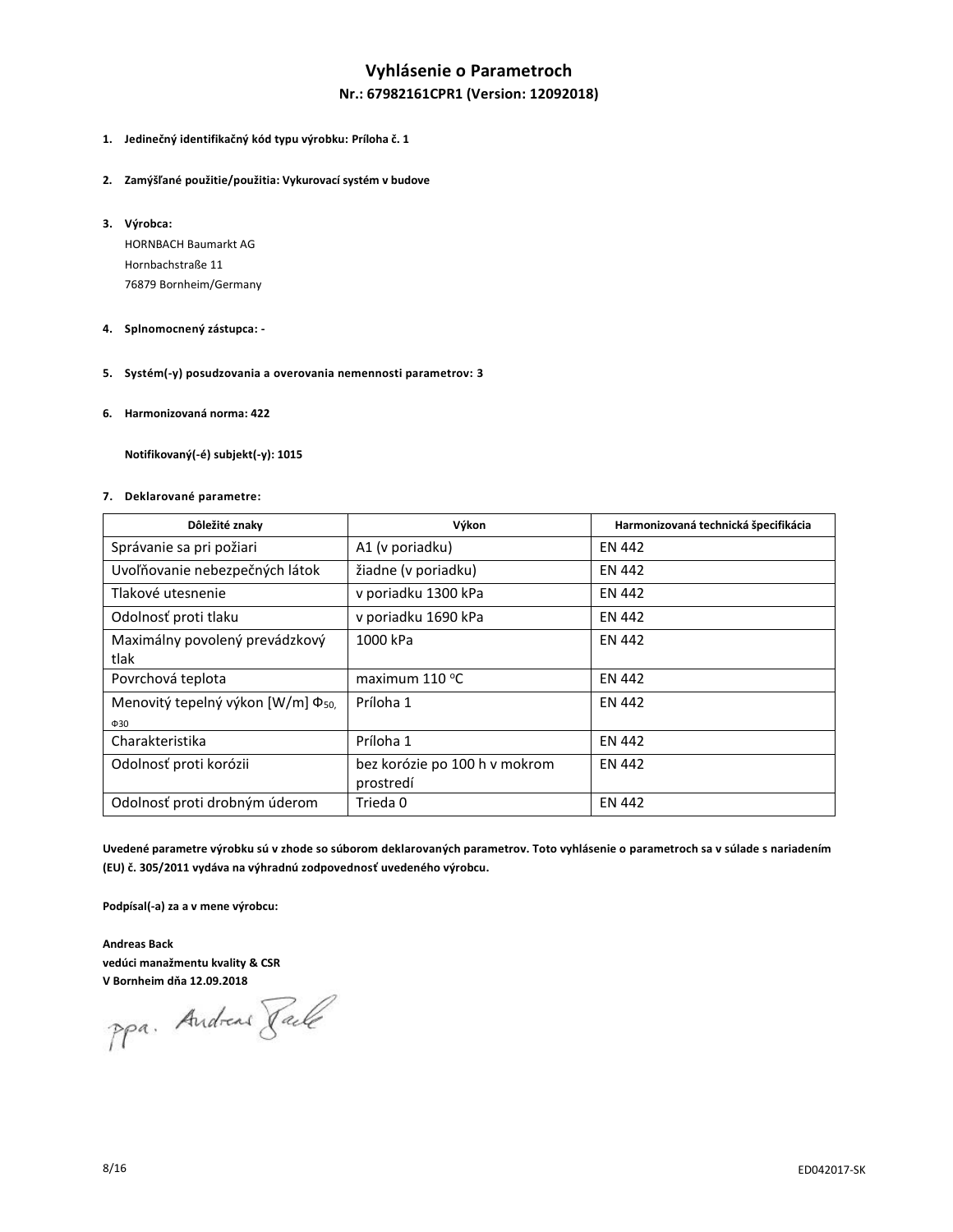# Vyhlásenie o Parametroch

## Nr.: 67982161CPR1 (Version: 12092018)

1. **Jedinečný identifikačný kód typu výrobku: Príloha č. 1**

2. **Zamýšľané použitie/použitia: Vykurovací systém v budove**

3. **Výrobca:**

   HORNBACH Baumarkt AG
   Hornbachstraße 11
   76879 Bornheim/Germany

4. **Splnomocnený zástupca: -**

5. **Systém(-y) posudzovania a overovania nemennosti parametrov: 3**

6. **Harmonizovaná norma: 422**

   **Notifikovaný(-é) subjekt(-y): 1015**

7. **Deklarované parametre:**

| Dôležité znaky | Výkon | Harmonizovaná technická špecifikácia |
|---|---|---|
| Správanie sa pri požiari | A1 (v poriadku) | EN 442 |
| Uvoľňovanie nebezpečných látok | žiadne (v poriadku) | EN 442 |
| Tlakové utesnenie | v poriadku 1300 kPa | EN 442 |
| Odolnosť proti tlaku | v poriadku 1690 kPa | EN 442 |
| Maximálny povolený prevádzkový tlak | 1000 kPa | EN 442 |
| Povrchová teplota | maximum 110 °C | EN 442 |
| Menovitý tepelný výkon [W/m] $\Phi_{50}$, $\Phi_{30}$ | Príloha 1 | EN 442 |
| Charakteristika | Príloha 1 | EN 442 |
| Odolnosť proti korózii | bez korózie po 100 h v mokrom prostredí | EN 442 |
| Odolnosť proti drobným úderom | Trieda 0 | EN 442 |

**Uvedené parametre výrobku sú v zhode so súborom deklarovaných parametrov. Toto vyhlásenie o parametroch sa v súlade s nariadením (EU) č. 305/2011 vydáva na výhradnú zodpovednosť uvedeného výrobcu.**

**Podpísal(-a) za a v mene výrobcu:**

**Andreas Back**
**vedúci manažmentu kvality & CSR**
**V Bornheim dňa 12.09.2018**

ppa. Andreas Back

ED042017-SK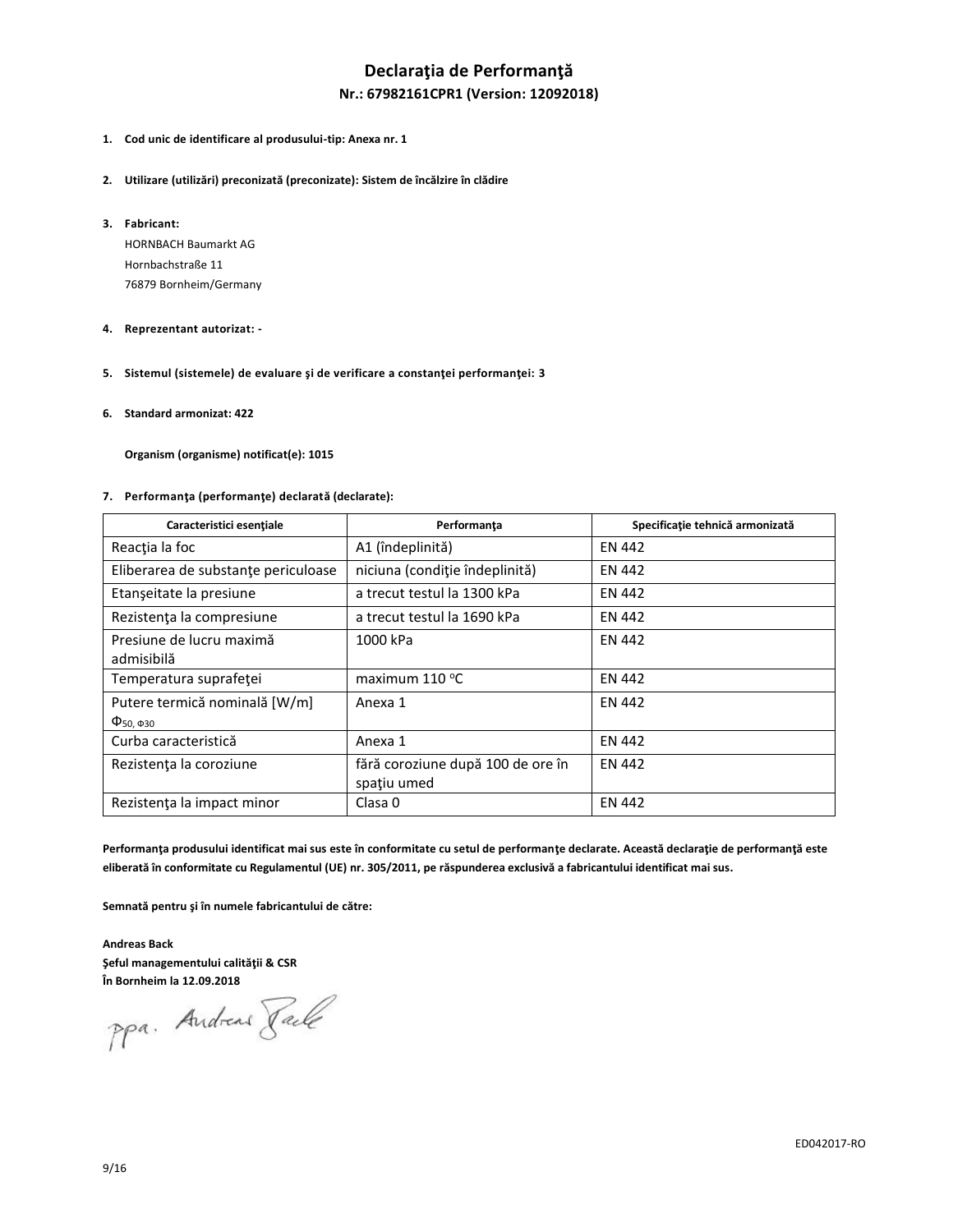# Declaraţia de Performanţă

## Nr.: 67982161CPR1 (Version: 12092018)

1. **Cod unic de identificare al produsului-tip: Anexa nr. 1**

2. **Utilizare (utilizări) preconizată (preconizate): Sistem de încălzire în clădire**

3. **Fabricant:**
   HORNBACH Baumarkt AG
   Hornbachstraße 11
   76879 Bornheim/Germany

4. **Reprezentant autorizat: -**

5. **Sistemul (sistemele) de evaluare şi de verificare a constanţei performanţei: 3**

6. **Standard armonizat: 422**

   **Organism (organisme) notificat(e): 1015**

7. **Performanţa (performanţe) declarată (declarate):**

| Caracteristici esenţiale | Performanţa | Specificaţie tehnică armonizată |
|---|---|---|
| Reacţia la foc | A1 (îndeplinită) | EN 442 |
| Eliberarea de substanţe periculoase | niciuna (condiţie îndeplinită) | EN 442 |
| Etanşeitate la presiune | a trecut testul la 1300 kPa | EN 442 |
| Rezistenţa la compresiune | a trecut testul la 1690 kPa | EN 442 |
| Presiune de lucru maximă admisibilă | 1000 kPa | EN 442 |
| Temperatura suprafeţei | maximum 110 °C | EN 442 |
| Putere termică nominală [W/m] $\Phi_{50,\ \Phi30}$ | Anexa 1 | EN 442 |
| Curba caracteristică | Anexa 1 | EN 442 |
| Rezistenţa la coroziune | fără coroziune după 100 de ore în spaţiu umed | EN 442 |
| Rezistenţa la impact minor | Clasa 0 | EN 442 |

**Performanţa produsului identificat mai sus este în conformitate cu setul de performanţe declarate. Această declaraţie de performanţă este eliberată în conformitate cu Regulamentul (UE) nr. 305/2011, pe răspunderea exclusivă a fabricantului identificat mai sus.**

**Semnată pentru şi în numele fabricantului de către:**

**Andreas Back**
**Şeful managementului calităţii & CSR**
**În Bornheim la 12.09.2018**

ppa. Andreas Back

ED042017-RO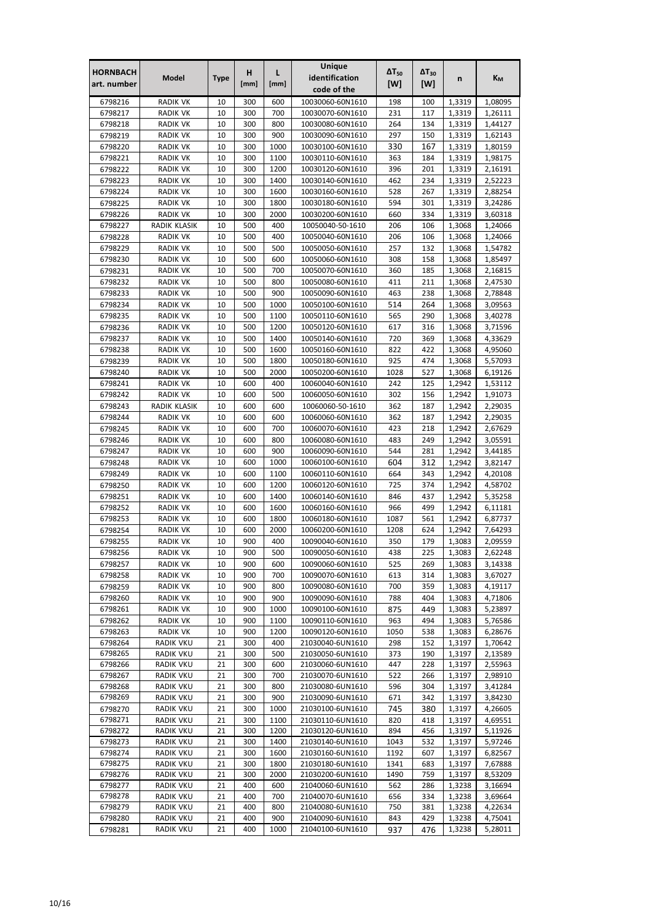| HORNBACH art. number | Model | Type | H [mm] | L [mm] | Unique identification code of the | $\Delta T_{50}$ [W] | $\Delta T_{30}$ [W] | n | $K_M$ |
|---|---|---|---|---|---|---|---|---|---|
| 6798216 | RADIK VK | 10 | 300 | 600 | 10030060-60N1610 | 198 | 100 | 1,3319 | 1,08095 |
| 6798217 | RADIK VK | 10 | 300 | 700 | 10030070-60N1610 | 231 | 117 | 1,3319 | 1,26111 |
| 6798218 | RADIK VK | 10 | 300 | 800 | 10030080-60N1610 | 264 | 134 | 1,3319 | 1,44127 |
| 6798219 | RADIK VK | 10 | 300 | 900 | 10030090-60N1610 | 297 | 150 | 1,3319 | 1,62143 |
| 6798220 | RADIK VK | 10 | 300 | 1000 | 10030100-60N1610 | 330 | 167 | 1,3319 | 1,80159 |
| 6798221 | RADIK VK | 10 | 300 | 1100 | 10030110-60N1610 | 363 | 184 | 1,3319 | 1,98175 |
| 6798222 | RADIK VK | 10 | 300 | 1200 | 10030120-60N1610 | 396 | 201 | 1,3319 | 2,16191 |
| 6798223 | RADIK VK | 10 | 300 | 1400 | 10030140-60N1610 | 462 | 234 | 1,3319 | 2,52223 |
| 6798224 | RADIK VK | 10 | 300 | 1600 | 10030160-60N1610 | 528 | 267 | 1,3319 | 2,88254 |
| 6798225 | RADIK VK | 10 | 300 | 1800 | 10030180-60N1610 | 594 | 301 | 1,3319 | 3,24286 |
| 6798226 | RADIK VK | 10 | 300 | 2000 | 10030200-60N1610 | 660 | 334 | 1,3319 | 3,60318 |
| 6798227 | RADIK KLASIK | 10 | 500 | 400 | 10050040-50-1610 | 206 | 106 | 1,3068 | 1,24066 |
| 6798228 | RADIK VK | 10 | 500 | 400 | 10050040-60N1610 | 206 | 106 | 1,3068 | 1,24066 |
| 6798229 | RADIK VK | 10 | 500 | 500 | 10050050-60N1610 | 257 | 132 | 1,3068 | 1,54782 |
| 6798230 | RADIK VK | 10 | 500 | 600 | 10050060-60N1610 | 308 | 158 | 1,3068 | 1,85497 |
| 6798231 | RADIK VK | 10 | 500 | 700 | 10050070-60N1610 | 360 | 185 | 1,3068 | 2,16815 |
| 6798232 | RADIK VK | 10 | 500 | 800 | 10050080-60N1610 | 411 | 211 | 1,3068 | 2,47530 |
| 6798233 | RADIK VK | 10 | 500 | 900 | 10050090-60N1610 | 463 | 238 | 1,3068 | 2,78848 |
| 6798234 | RADIK VK | 10 | 500 | 1000 | 10050100-60N1610 | 514 | 264 | 1,3068 | 3,09563 |
| 6798235 | RADIK VK | 10 | 500 | 1100 | 10050110-60N1610 | 565 | 290 | 1,3068 | 3,40278 |
| 6798236 | RADIK VK | 10 | 500 | 1200 | 10050120-60N1610 | 617 | 316 | 1,3068 | 3,71596 |
| 6798237 | RADIK VK | 10 | 500 | 1400 | 10050140-60N1610 | 720 | 369 | 1,3068 | 4,33629 |
| 6798238 | RADIK VK | 10 | 500 | 1600 | 10050160-60N1610 | 822 | 422 | 1,3068 | 4,95060 |
| 6798239 | RADIK VK | 10 | 500 | 1800 | 10050180-60N1610 | 925 | 474 | 1,3068 | 5,57093 |
| 6798240 | RADIK VK | 10 | 500 | 2000 | 10050200-60N1610 | 1028 | 527 | 1,3068 | 6,19126 |
| 6798241 | RADIK VK | 10 | 600 | 400 | 10060040-60N1610 | 242 | 125 | 1,2942 | 1,53112 |
| 6798242 | RADIK VK | 10 | 600 | 500 | 10060050-60N1610 | 302 | 156 | 1,2942 | 1,91073 |
| 6798243 | RADIK KLASIK | 10 | 600 | 600 | 10060060-50-1610 | 362 | 187 | 1,2942 | 2,29035 |
| 6798244 | RADIK VK | 10 | 600 | 600 | 10060060-60N1610 | 362 | 187 | 1,2942 | 2,29035 |
| 6798245 | RADIK VK | 10 | 600 | 700 | 10060070-60N1610 | 423 | 218 | 1,2942 | 2,67629 |
| 6798246 | RADIK VK | 10 | 600 | 800 | 10060080-60N1610 | 483 | 249 | 1,2942 | 3,05591 |
| 6798247 | RADIK VK | 10 | 600 | 900 | 10060090-60N1610 | 544 | 281 | 1,2942 | 3,44185 |
| 6798248 | RADIK VK | 10 | 600 | 1000 | 10060100-60N1610 | 604 | 312 | 1,2942 | 3,82147 |
| 6798249 | RADIK VK | 10 | 600 | 1100 | 10060110-60N1610 | 664 | 343 | 1,2942 | 4,20108 |
| 6798250 | RADIK VK | 10 | 600 | 1200 | 10060120-60N1610 | 725 | 374 | 1,2942 | 4,58702 |
| 6798251 | RADIK VK | 10 | 600 | 1400 | 10060140-60N1610 | 846 | 437 | 1,2942 | 5,35258 |
| 6798252 | RADIK VK | 10 | 600 | 1600 | 10060160-60N1610 | 966 | 499 | 1,2942 | 6,11181 |
| 6798253 | RADIK VK | 10 | 600 | 1800 | 10060180-60N1610 | 1087 | 561 | 1,2942 | 6,87737 |
| 6798254 | RADIK VK | 10 | 600 | 2000 | 10060200-60N1610 | 1208 | 624 | 1,2942 | 7,64293 |
| 6798255 | RADIK VK | 10 | 900 | 400 | 10090040-60N1610 | 350 | 179 | 1,3083 | 2,09559 |
| 6798256 | RADIK VK | 10 | 900 | 500 | 10090050-60N1610 | 438 | 225 | 1,3083 | 2,62248 |
| 6798257 | RADIK VK | 10 | 900 | 600 | 10090060-60N1610 | 525 | 269 | 1,3083 | 3,14338 |
| 6798258 | RADIK VK | 10 | 900 | 700 | 10090070-60N1610 | 613 | 314 | 1,3083 | 3,67027 |
| 6798259 | RADIK VK | 10 | 900 | 800 | 10090080-60N1610 | 700 | 359 | 1,3083 | 4,19117 |
| 6798260 | RADIK VK | 10 | 900 | 900 | 10090090-60N1610 | 788 | 404 | 1,3083 | 4,71806 |
| 6798261 | RADIK VK | 10 | 900 | 1000 | 10090100-60N1610 | 875 | 449 | 1,3083 | 5,23897 |
| 6798262 | RADIK VK | 10 | 900 | 1100 | 10090110-60N1610 | 963 | 494 | 1,3083 | 5,76586 |
| 6798263 | RADIK VK | 10 | 900 | 1200 | 10090120-60N1610 | 1050 | 538 | 1,3083 | 6,28676 |
| 6798264 | RADIK VKU | 21 | 300 | 400 | 21030040-6UN1610 | 298 | 152 | 1,3197 | 1,70642 |
| 6798265 | RADIK VKU | 21 | 300 | 500 | 21030050-6UN1610 | 373 | 190 | 1,3197 | 2,13589 |
| 6798266 | RADIK VKU | 21 | 300 | 600 | 21030060-6UN1610 | 447 | 228 | 1,3197 | 2,55963 |
| 6798267 | RADIK VKU | 21 | 300 | 700 | 21030070-6UN1610 | 522 | 266 | 1,3197 | 2,98910 |
| 6798268 | RADIK VKU | 21 | 300 | 800 | 21030080-6UN1610 | 596 | 304 | 1,3197 | 3,41284 |
| 6798269 | RADIK VKU | 21 | 300 | 900 | 21030090-6UN1610 | 671 | 342 | 1,3197 | 3,84230 |
| 6798270 | RADIK VKU | 21 | 300 | 1000 | 21030100-6UN1610 | 745 | 380 | 1,3197 | 4,26605 |
| 6798271 | RADIK VKU | 21 | 300 | 1100 | 21030110-6UN1610 | 820 | 418 | 1,3197 | 4,69551 |
| 6798272 | RADIK VKU | 21 | 300 | 1200 | 21030120-6UN1610 | 894 | 456 | 1,3197 | 5,11926 |
| 6798273 | RADIK VKU | 21 | 300 | 1400 | 21030140-6UN1610 | 1043 | 532 | 1,3197 | 5,97246 |
| 6798274 | RADIK VKU | 21 | 300 | 1600 | 21030160-6UN1610 | 1192 | 607 | 1,3197 | 6,82567 |
| 6798275 | RADIK VKU | 21 | 300 | 1800 | 21030180-6UN1610 | 1341 | 683 | 1,3197 | 7,67888 |
| 6798276 | RADIK VKU | 21 | 300 | 2000 | 21030200-6UN1610 | 1490 | 759 | 1,3197 | 8,53209 |
| 6798277 | RADIK VKU | 21 | 400 | 600 | 21040060-6UN1610 | 562 | 286 | 1,3238 | 3,16694 |
| 6798278 | RADIK VKU | 21 | 400 | 700 | 21040070-6UN1610 | 656 | 334 | 1,3238 | 3,69664 |
| 6798279 | RADIK VKU | 21 | 400 | 800 | 21040080-6UN1610 | 750 | 381 | 1,3238 | 4,22634 |
| 6798280 | RADIK VKU | 21 | 400 | 900 | 21040090-6UN1610 | 843 | 429 | 1,3238 | 4,75041 |
| 6798281 | RADIK VKU | 21 | 400 | 1000 | 21040100-6UN1610 | 937 | 476 | 1,3238 | 5,28011 |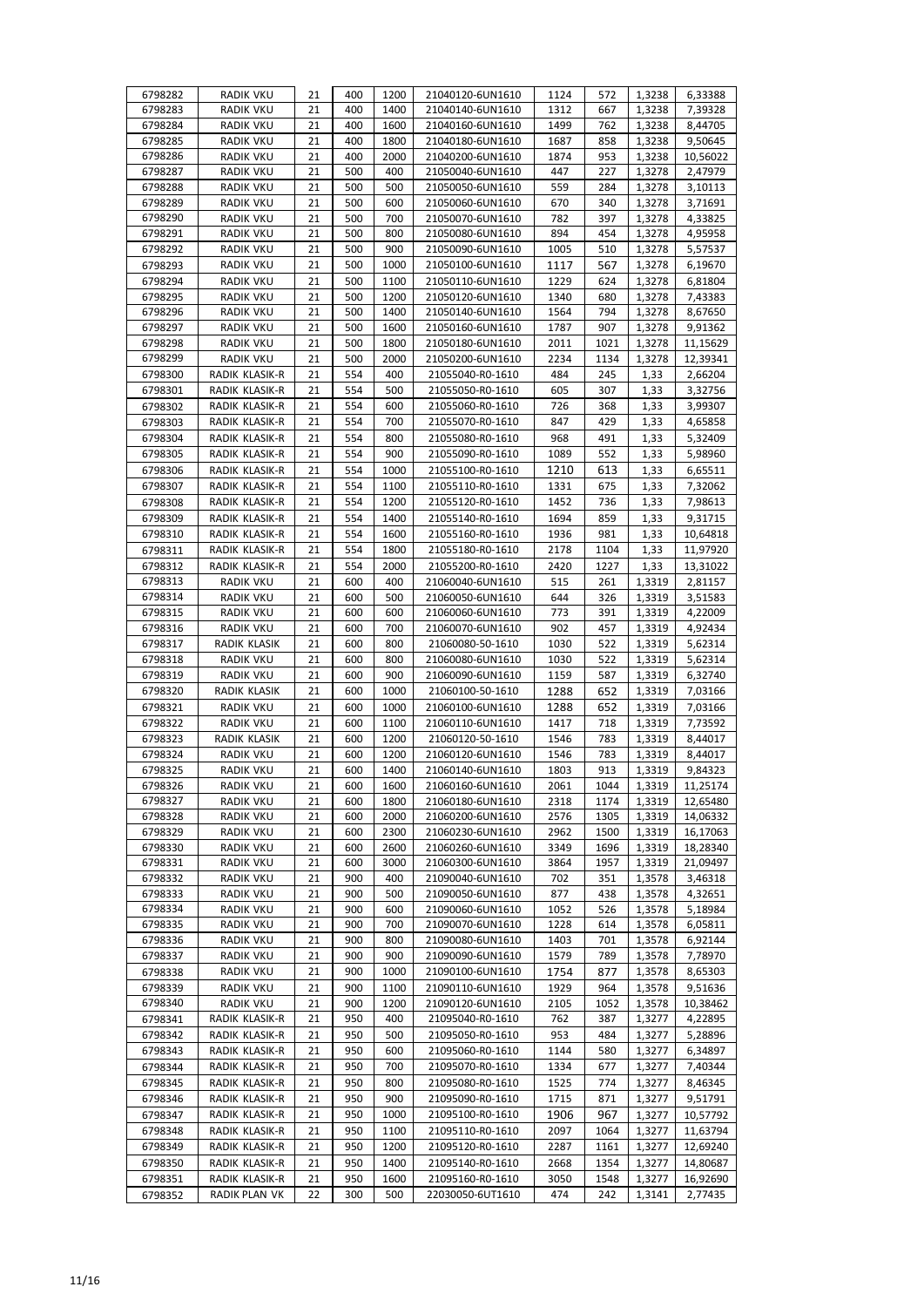| | | | | | | | | | |
|---|---|---|---|---|---|---|---|---|---|
| 6798282 | RADIK VKU | 21 | 400 | 1200 | 21040120-6UN1610 | 1124 | 572 | 1,3238 | 6,33388 |
| 6798283 | RADIK VKU | 21 | 400 | 1400 | 21040140-6UN1610 | 1312 | 667 | 1,3238 | 7,39328 |
| 6798284 | RADIK VKU | 21 | 400 | 1600 | 21040160-6UN1610 | 1499 | 762 | 1,3238 | 8,44705 |
| 6798285 | RADIK VKU | 21 | 400 | 1800 | 21040180-6UN1610 | 1687 | 858 | 1,3238 | 9,50645 |
| 6798286 | RADIK VKU | 21 | 400 | 2000 | 21040200-6UN1610 | 1874 | 953 | 1,3238 | 10,56022 |
| 6798287 | RADIK VKU | 21 | 500 | 400 | 21050040-6UN1610 | 447 | 227 | 1,3278 | 2,47979 |
| 6798288 | RADIK VKU | 21 | 500 | 500 | 21050050-6UN1610 | 559 | 284 | 1,3278 | 3,10113 |
| 6798289 | RADIK VKU | 21 | 500 | 600 | 21050060-6UN1610 | 670 | 340 | 1,3278 | 3,71691 |
| 6798290 | RADIK VKU | 21 | 500 | 700 | 21050070-6UN1610 | 782 | 397 | 1,3278 | 4,33825 |
| 6798291 | RADIK VKU | 21 | 500 | 800 | 21050080-6UN1610 | 894 | 454 | 1,3278 | 4,95958 |
| 6798292 | RADIK VKU | 21 | 500 | 900 | 21050090-6UN1610 | 1005 | 510 | 1,3278 | 5,57537 |
| 6798293 | RADIK VKU | 21 | 500 | 1000 | 21050100-6UN1610 | 1117 | 567 | 1,3278 | 6,19670 |
| 6798294 | RADIK VKU | 21 | 500 | 1100 | 21050110-6UN1610 | 1229 | 624 | 1,3278 | 6,81804 |
| 6798295 | RADIK VKU | 21 | 500 | 1200 | 21050120-6UN1610 | 1340 | 680 | 1,3278 | 7,43383 |
| 6798296 | RADIK VKU | 21 | 500 | 1400 | 21050140-6UN1610 | 1564 | 794 | 1,3278 | 8,67650 |
| 6798297 | RADIK VKU | 21 | 500 | 1600 | 21050160-6UN1610 | 1787 | 907 | 1,3278 | 9,91362 |
| 6798298 | RADIK VKU | 21 | 500 | 1800 | 21050180-6UN1610 | 2011 | 1021 | 1,3278 | 11,15629 |
| 6798299 | RADIK VKU | 21 | 500 | 2000 | 21050200-6UN1610 | 2234 | 1134 | 1,3278 | 12,39341 |
| 6798300 | RADIK KLASIK-R | 21 | 554 | 400 | 21055040-R0-1610 | 484 | 245 | 1,33 | 2,66204 |
| 6798301 | RADIK KLASIK-R | 21 | 554 | 500 | 21055050-R0-1610 | 605 | 307 | 1,33 | 3,32756 |
| 6798302 | RADIK KLASIK-R | 21 | 554 | 600 | 21055060-R0-1610 | 726 | 368 | 1,33 | 3,99307 |
| 6798303 | RADIK KLASIK-R | 21 | 554 | 700 | 21055070-R0-1610 | 847 | 429 | 1,33 | 4,65858 |
| 6798304 | RADIK KLASIK-R | 21 | 554 | 800 | 21055080-R0-1610 | 968 | 491 | 1,33 | 5,32409 |
| 6798305 | RADIK KLASIK-R | 21 | 554 | 900 | 21055090-R0-1610 | 1089 | 552 | 1,33 | 5,98960 |
| 6798306 | RADIK KLASIK-R | 21 | 554 | 1000 | 21055100-R0-1610 | 1210 | 613 | 1,33 | 6,65511 |
| 6798307 | RADIK KLASIK-R | 21 | 554 | 1100 | 21055110-R0-1610 | 1331 | 675 | 1,33 | 7,32062 |
| 6798308 | RADIK KLASIK-R | 21 | 554 | 1200 | 21055120-R0-1610 | 1452 | 736 | 1,33 | 7,98613 |
| 6798309 | RADIK KLASIK-R | 21 | 554 | 1400 | 21055140-R0-1610 | 1694 | 859 | 1,33 | 9,31715 |
| 6798310 | RADIK KLASIK-R | 21 | 554 | 1600 | 21055160-R0-1610 | 1936 | 981 | 1,33 | 10,64818 |
| 6798311 | RADIK KLASIK-R | 21 | 554 | 1800 | 21055180-R0-1610 | 2178 | 1104 | 1,33 | 11,97920 |
| 6798312 | RADIK KLASIK-R | 21 | 554 | 2000 | 21055200-R0-1610 | 2420 | 1227 | 1,33 | 13,31022 |
| 6798313 | RADIK VKU | 21 | 600 | 400 | 21060040-6UN1610 | 515 | 261 | 1,3319 | 2,81157 |
| 6798314 | RADIK VKU | 21 | 600 | 500 | 21060050-6UN1610 | 644 | 326 | 1,3319 | 3,51583 |
| 6798315 | RADIK VKU | 21 | 600 | 600 | 21060060-6UN1610 | 773 | 391 | 1,3319 | 4,22009 |
| 6798316 | RADIK VKU | 21 | 600 | 700 | 21060070-6UN1610 | 902 | 457 | 1,3319 | 4,92434 |
| 6798317 | RADIK KLASIK | 21 | 600 | 800 | 21060080-50-1610 | 1030 | 522 | 1,3319 | 5,62314 |
| 6798318 | RADIK VKU | 21 | 600 | 800 | 21060080-6UN1610 | 1030 | 522 | 1,3319 | 5,62314 |
| 6798319 | RADIK VKU | 21 | 600 | 900 | 21060090-6UN1610 | 1159 | 587 | 1,3319 | 6,32740 |
| 6798320 | RADIK KLASIK | 21 | 600 | 1000 | 21060100-50-1610 | 1288 | 652 | 1,3319 | 7,03166 |
| 6798321 | RADIK VKU | 21 | 600 | 1000 | 21060100-6UN1610 | 1288 | 652 | 1,3319 | 7,03166 |
| 6798322 | RADIK VKU | 21 | 600 | 1100 | 21060110-6UN1610 | 1417 | 718 | 1,3319 | 7,73592 |
| 6798323 | RADIK KLASIK | 21 | 600 | 1200 | 21060120-50-1610 | 1546 | 783 | 1,3319 | 8,44017 |
| 6798324 | RADIK VKU | 21 | 600 | 1200 | 21060120-6UN1610 | 1546 | 783 | 1,3319 | 8,44017 |
| 6798325 | RADIK VKU | 21 | 600 | 1400 | 21060140-6UN1610 | 1803 | 913 | 1,3319 | 9,84323 |
| 6798326 | RADIK VKU | 21 | 600 | 1600 | 21060160-6UN1610 | 2061 | 1044 | 1,3319 | 11,25174 |
| 6798327 | RADIK VKU | 21 | 600 | 1800 | 21060180-6UN1610 | 2318 | 1174 | 1,3319 | 12,65480 |
| 6798328 | RADIK VKU | 21 | 600 | 2000 | 21060200-6UN1610 | 2576 | 1305 | 1,3319 | 14,06332 |
| 6798329 | RADIK VKU | 21 | 600 | 2300 | 21060230-6UN1610 | 2962 | 1500 | 1,3319 | 16,17063 |
| 6798330 | RADIK VKU | 21 | 600 | 2600 | 21060260-6UN1610 | 3349 | 1696 | 1,3319 | 18,28340 |
| 6798331 | RADIK VKU | 21 | 600 | 3000 | 21060300-6UN1610 | 3864 | 1957 | 1,3319 | 21,09497 |
| 6798332 | RADIK VKU | 21 | 900 | 400 | 21090040-6UN1610 | 702 | 351 | 1,3578 | 3,46318 |
| 6798333 | RADIK VKU | 21 | 900 | 500 | 21090050-6UN1610 | 877 | 438 | 1,3578 | 4,32651 |
| 6798334 | RADIK VKU | 21 | 900 | 600 | 21090060-6UN1610 | 1052 | 526 | 1,3578 | 5,18984 |
| 6798335 | RADIK VKU | 21 | 900 | 700 | 21090070-6UN1610 | 1228 | 614 | 1,3578 | 6,05811 |
| 6798336 | RADIK VKU | 21 | 900 | 800 | 21090080-6UN1610 | 1403 | 701 | 1,3578 | 6,92144 |
| 6798337 | RADIK VKU | 21 | 900 | 900 | 21090090-6UN1610 | 1579 | 789 | 1,3578 | 7,78970 |
| 6798338 | RADIK VKU | 21 | 900 | 1000 | 21090100-6UN1610 | 1754 | 877 | 1,3578 | 8,65303 |
| 6798339 | RADIK VKU | 21 | 900 | 1100 | 21090110-6UN1610 | 1929 | 964 | 1,3578 | 9,51636 |
| 6798340 | RADIK VKU | 21 | 900 | 1200 | 21090120-6UN1610 | 2105 | 1052 | 1,3578 | 10,38462 |
| 6798341 | RADIK KLASIK-R | 21 | 950 | 400 | 21095040-R0-1610 | 762 | 387 | 1,3277 | 4,22895 |
| 6798342 | RADIK KLASIK-R | 21 | 950 | 500 | 21095050-R0-1610 | 953 | 484 | 1,3277 | 5,28896 |
| 6798343 | RADIK KLASIK-R | 21 | 950 | 600 | 21095060-R0-1610 | 1144 | 580 | 1,3277 | 6,34897 |
| 6798344 | RADIK KLASIK-R | 21 | 950 | 700 | 21095070-R0-1610 | 1334 | 677 | 1,3277 | 7,40344 |
| 6798345 | RADIK KLASIK-R | 21 | 950 | 800 | 21095080-R0-1610 | 1525 | 774 | 1,3277 | 8,46345 |
| 6798346 | RADIK KLASIK-R | 21 | 950 | 900 | 21095090-R0-1610 | 1715 | 871 | 1,3277 | 9,51791 |
| 6798347 | RADIK KLASIK-R | 21 | 950 | 1000 | 21095100-R0-1610 | 1906 | 967 | 1,3277 | 10,57792 |
| 6798348 | RADIK KLASIK-R | 21 | 950 | 1100 | 21095110-R0-1610 | 2097 | 1064 | 1,3277 | 11,63794 |
| 6798349 | RADIK KLASIK-R | 21 | 950 | 1200 | 21095120-R0-1610 | 2287 | 1161 | 1,3277 | 12,69240 |
| 6798350 | RADIK KLASIK-R | 21 | 950 | 1400 | 21095140-R0-1610 | 2668 | 1354 | 1,3277 | 14,80687 |
| 6798351 | RADIK KLASIK-R | 21 | 950 | 1600 | 21095160-R0-1610 | 3050 | 1548 | 1,3277 | 16,92690 |
| 6798352 | RADIK PLAN VK | 22 | 300 | 500 | 22030050-6UT1610 | 474 | 242 | 1,3141 | 2,77435 |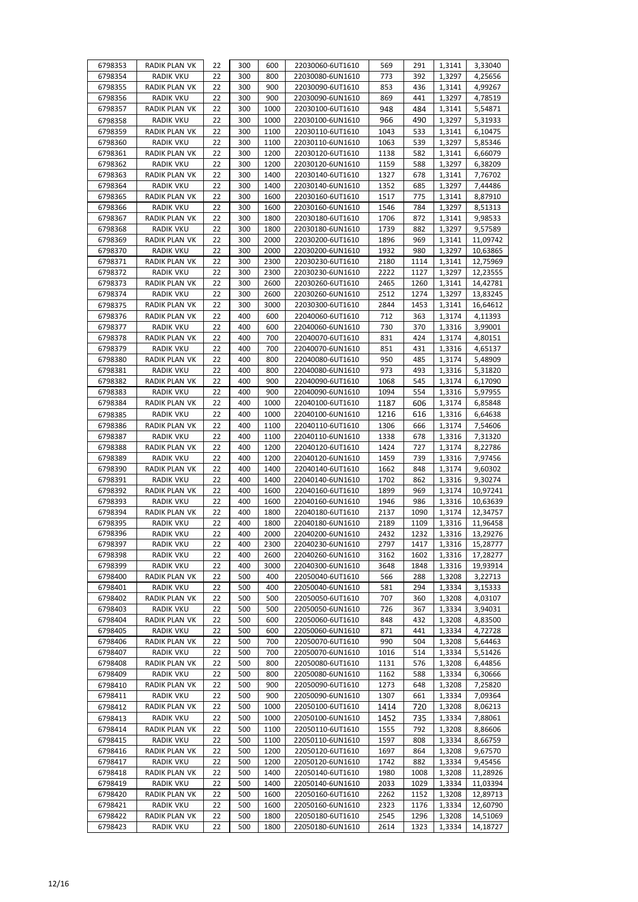| 6798353 | RADIK PLAN VK | 22 | 300 | 600 | 22030060-6UT1610 | 569 | 291 | 1,3141 | 3,33040 |
|---|---|---|---|---|---|---|---|---|---|
| 6798354 | RADIK VKU | 22 | 300 | 800 | 22030080-6UN1610 | 773 | 392 | 1,3297 | 4,25656 |
| 6798355 | RADIK PLAN VK | 22 | 300 | 900 | 22030090-6UT1610 | 853 | 436 | 1,3141 | 4,99267 |
| 6798356 | RADIK VKU | 22 | 300 | 900 | 22030090-6UN1610 | 869 | 441 | 1,3297 | 4,78519 |
| 6798357 | RADIK PLAN VK | 22 | 300 | 1000 | 22030100-6UT1610 | 948 | 484 | 1,3141 | 5,54871 |
| 6798358 | RADIK VKU | 22 | 300 | 1000 | 22030100-6UN1610 | 966 | 490 | 1,3297 | 5,31933 |
| 6798359 | RADIK PLAN VK | 22 | 300 | 1100 | 22030110-6UT1610 | 1043 | 533 | 1,3141 | 6,10475 |
| 6798360 | RADIK VKU | 22 | 300 | 1100 | 22030110-6UN1610 | 1063 | 539 | 1,3297 | 5,85346 |
| 6798361 | RADIK PLAN VK | 22 | 300 | 1200 | 22030120-6UT1610 | 1138 | 582 | 1,3141 | 6,66079 |
| 6798362 | RADIK VKU | 22 | 300 | 1200 | 22030120-6UN1610 | 1159 | 588 | 1,3297 | 6,38209 |
| 6798363 | RADIK PLAN VK | 22 | 300 | 1400 | 22030140-6UT1610 | 1327 | 678 | 1,3141 | 7,76702 |
| 6798364 | RADIK VKU | 22 | 300 | 1400 | 22030140-6UN1610 | 1352 | 685 | 1,3297 | 7,44486 |
| 6798365 | RADIK PLAN VK | 22 | 300 | 1600 | 22030160-6UT1610 | 1517 | 775 | 1,3141 | 8,87910 |
| 6798366 | RADIK VKU | 22 | 300 | 1600 | 22030160-6UN1610 | 1546 | 784 | 1,3297 | 8,51313 |
| 6798367 | RADIK PLAN VK | 22 | 300 | 1800 | 22030180-6UT1610 | 1706 | 872 | 1,3141 | 9,98533 |
| 6798368 | RADIK VKU | 22 | 300 | 1800 | 22030180-6UN1610 | 1739 | 882 | 1,3297 | 9,57589 |
| 6798369 | RADIK PLAN VK | 22 | 300 | 2000 | 22030200-6UT1610 | 1896 | 969 | 1,3141 | 11,09742 |
| 6798370 | RADIK VKU | 22 | 300 | 2000 | 22030200-6UN1610 | 1932 | 980 | 1,3297 | 10,63865 |
| 6798371 | RADIK PLAN VK | 22 | 300 | 2300 | 22030230-6UT1610 | 2180 | 1114 | 1,3141 | 12,75969 |
| 6798372 | RADIK VKU | 22 | 300 | 2300 | 22030230-6UN1610 | 2222 | 1127 | 1,3297 | 12,23555 |
| 6798373 | RADIK PLAN VK | 22 | 300 | 2600 | 22030260-6UT1610 | 2465 | 1260 | 1,3141 | 14,42781 |
| 6798374 | RADIK VKU | 22 | 300 | 2600 | 22030260-6UN1610 | 2512 | 1274 | 1,3297 | 13,83245 |
| 6798375 | RADIK PLAN VK | 22 | 300 | 3000 | 22030300-6UT1610 | 2844 | 1453 | 1,3141 | 16,64612 |
| 6798376 | RADIK PLAN VK | 22 | 400 | 600 | 22040060-6UT1610 | 712 | 363 | 1,3174 | 4,11393 |
| 6798377 | RADIK VKU | 22 | 400 | 600 | 22040060-6UN1610 | 730 | 370 | 1,3316 | 3,99001 |
| 6798378 | RADIK PLAN VK | 22 | 400 | 700 | 22040070-6UT1610 | 831 | 424 | 1,3174 | 4,80151 |
| 6798379 | RADIK VKU | 22 | 400 | 700 | 22040070-6UN1610 | 851 | 431 | 1,3316 | 4,65137 |
| 6798380 | RADIK PLAN VK | 22 | 400 | 800 | 22040080-6UT1610 | 950 | 485 | 1,3174 | 5,48909 |
| 6798381 | RADIK VKU | 22 | 400 | 800 | 22040080-6UN1610 | 973 | 493 | 1,3316 | 5,31820 |
| 6798382 | RADIK PLAN VK | 22 | 400 | 900 | 22040090-6UT1610 | 1068 | 545 | 1,3174 | 6,17090 |
| 6798383 | RADIK VKU | 22 | 400 | 900 | 22040090-6UN1610 | 1094 | 554 | 1,3316 | 5,97955 |
| 6798384 | RADIK PLAN VK | 22 | 400 | 1000 | 22040100-6UT1610 | 1187 | 606 | 1,3174 | 6,85848 |
| 6798385 | RADIK VKU | 22 | 400 | 1000 | 22040100-6UN1610 | 1216 | 616 | 1,3316 | 6,64638 |
| 6798386 | RADIK PLAN VK | 22 | 400 | 1100 | 22040110-6UT1610 | 1306 | 666 | 1,3174 | 7,54606 |
| 6798387 | RADIK VKU | 22 | 400 | 1100 | 22040110-6UN1610 | 1338 | 678 | 1,3316 | 7,31320 |
| 6798388 | RADIK PLAN VK | 22 | 400 | 1200 | 22040120-6UT1610 | 1424 | 727 | 1,3174 | 8,22786 |
| 6798389 | RADIK VKU | 22 | 400 | 1200 | 22040120-6UN1610 | 1459 | 739 | 1,3316 | 7,97456 |
| 6798390 | RADIK PLAN VK | 22 | 400 | 1400 | 22040140-6UT1610 | 1662 | 848 | 1,3174 | 9,60302 |
| 6798391 | RADIK VKU | 22 | 400 | 1400 | 22040140-6UN1610 | 1702 | 862 | 1,3316 | 9,30274 |
| 6798392 | RADIK PLAN VK | 22 | 400 | 1600 | 22040160-6UT1610 | 1899 | 969 | 1,3174 | 10,97241 |
| 6798393 | RADIK VKU | 22 | 400 | 1600 | 22040160-6UN1610 | 1946 | 986 | 1,3316 | 10,63639 |
| 6798394 | RADIK PLAN VK | 22 | 400 | 1800 | 22040180-6UT1610 | 2137 | 1090 | 1,3174 | 12,34757 |
| 6798395 | RADIK VKU | 22 | 400 | 1800 | 22040180-6UN1610 | 2189 | 1109 | 1,3316 | 11,96458 |
| 6798396 | RADIK VKU | 22 | 400 | 2000 | 22040200-6UN1610 | 2432 | 1232 | 1,3316 | 13,29276 |
| 6798397 | RADIK VKU | 22 | 400 | 2300 | 22040230-6UN1610 | 2797 | 1417 | 1,3316 | 15,28777 |
| 6798398 | RADIK VKU | 22 | 400 | 2600 | 22040260-6UN1610 | 3162 | 1602 | 1,3316 | 17,28277 |
| 6798399 | RADIK VKU | 22 | 400 | 3000 | 22040300-6UN1610 | 3648 | 1848 | 1,3316 | 19,93914 |
| 6798400 | RADIK PLAN VK | 22 | 500 | 400 | 22050040-6UT1610 | 566 | 288 | 1,3208 | 3,22713 |
| 6798401 | RADIK VKU | 22 | 500 | 400 | 22050040-6UN1610 | 581 | 294 | 1,3334 | 3,15333 |
| 6798402 | RADIK PLAN VK | 22 | 500 | 500 | 22050050-6UT1610 | 707 | 360 | 1,3208 | 4,03107 |
| 6798403 | RADIK VKU | 22 | 500 | 500 | 22050050-6UN1610 | 726 | 367 | 1,3334 | 3,94031 |
| 6798404 | RADIK PLAN VK | 22 | 500 | 600 | 22050060-6UT1610 | 848 | 432 | 1,3208 | 4,83500 |
| 6798405 | RADIK VKU | 22 | 500 | 600 | 22050060-6UN1610 | 871 | 441 | 1,3334 | 4,72728 |
| 6798406 | RADIK PLAN VK | 22 | 500 | 700 | 22050070-6UT1610 | 990 | 504 | 1,3208 | 5,64463 |
| 6798407 | RADIK VKU | 22 | 500 | 700 | 22050070-6UN1610 | 1016 | 514 | 1,3334 | 5,51426 |
| 6798408 | RADIK PLAN VK | 22 | 500 | 800 | 22050080-6UT1610 | 1131 | 576 | 1,3208 | 6,44856 |
| 6798409 | RADIK VKU | 22 | 500 | 800 | 22050080-6UN1610 | 1162 | 588 | 1,3334 | 6,30666 |
| 6798410 | RADIK PLAN VK | 22 | 500 | 900 | 22050090-6UT1610 | 1273 | 648 | 1,3208 | 7,25820 |
| 6798411 | RADIK VKU | 22 | 500 | 900 | 22050090-6UN1610 | 1307 | 661 | 1,3334 | 7,09364 |
| 6798412 | RADIK PLAN VK | 22 | 500 | 1000 | 22050100-6UT1610 | 1414 | 720 | 1,3208 | 8,06213 |
| 6798413 | RADIK VKU | 22 | 500 | 1000 | 22050100-6UN1610 | 1452 | 735 | 1,3334 | 7,88061 |
| 6798414 | RADIK PLAN VK | 22 | 500 | 1100 | 22050110-6UT1610 | 1555 | 792 | 1,3208 | 8,86606 |
| 6798415 | RADIK VKU | 22 | 500 | 1100 | 22050110-6UN1610 | 1597 | 808 | 1,3334 | 8,66759 |
| 6798416 | RADIK PLAN VK | 22 | 500 | 1200 | 22050120-6UT1610 | 1697 | 864 | 1,3208 | 9,67570 |
| 6798417 | RADIK VKU | 22 | 500 | 1200 | 22050120-6UN1610 | 1742 | 882 | 1,3334 | 9,45456 |
| 6798418 | RADIK PLAN VK | 22 | 500 | 1400 | 22050140-6UT1610 | 1980 | 1008 | 1,3208 | 11,28926 |
| 6798419 | RADIK VKU | 22 | 500 | 1400 | 22050140-6UN1610 | 2033 | 1029 | 1,3334 | 11,03394 |
| 6798420 | RADIK PLAN VK | 22 | 500 | 1600 | 22050160-6UT1610 | 2262 | 1152 | 1,3208 | 12,89713 |
| 6798421 | RADIK VKU | 22 | 500 | 1600 | 22050160-6UN1610 | 2323 | 1176 | 1,3334 | 12,60790 |
| 6798422 | RADIK PLAN VK | 22 | 500 | 1800 | 22050180-6UT1610 | 2545 | 1296 | 1,3208 | 14,51069 |
| 6798423 | RADIK VKU | 22 | 500 | 1800 | 22050180-6UN1610 | 2614 | 1323 | 1,3334 | 14,18727 |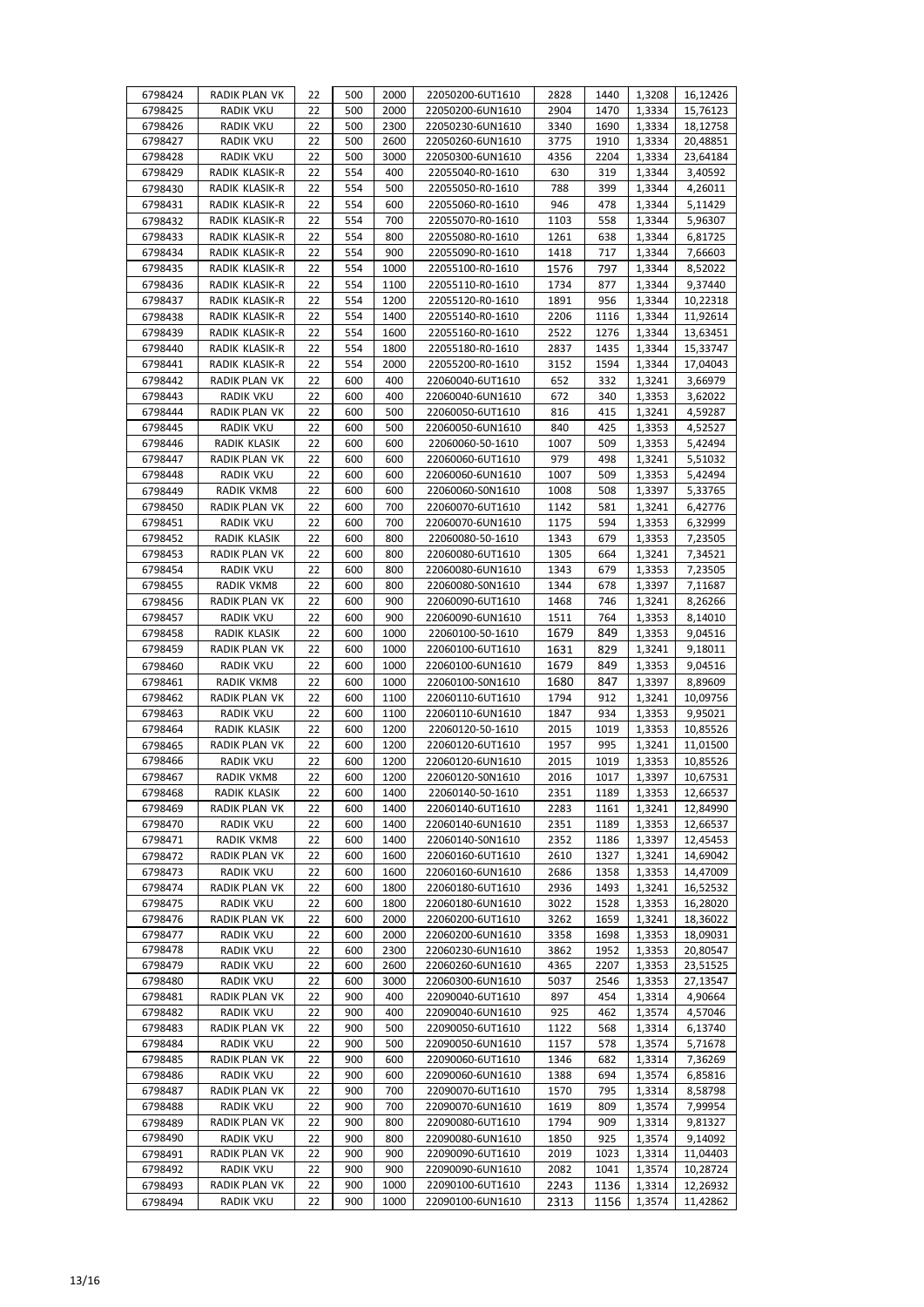| 6798424 | RADIK PLAN VK | 22 | 500 | 2000 | 22050200-6UT1610 | 2828 | 1440 | 1,3208 | 16,12426 |
|---|---|---|---|---|---|---|---|---|---|
| 6798425 | RADIK VKU | 22 | 500 | 2000 | 22050200-6UN1610 | 2904 | 1470 | 1,3334 | 15,76123 |
| 6798426 | RADIK VKU | 22 | 500 | 2300 | 22050230-6UN1610 | 3340 | 1690 | 1,3334 | 18,12758 |
| 6798427 | RADIK VKU | 22 | 500 | 2600 | 22050260-6UN1610 | 3775 | 1910 | 1,3334 | 20,48851 |
| 6798428 | RADIK VKU | 22 | 500 | 3000 | 22050300-6UN1610 | 4356 | 2204 | 1,3334 | 23,64184 |
| 6798429 | RADIK KLASIK-R | 22 | 554 | 400 | 22055040-R0-1610 | 630 | 319 | 1,3344 | 3,40592 |
| 6798430 | RADIK KLASIK-R | 22 | 554 | 500 | 22055050-R0-1610 | 788 | 399 | 1,3344 | 4,26011 |
| 6798431 | RADIK KLASIK-R | 22 | 554 | 600 | 22055060-R0-1610 | 946 | 478 | 1,3344 | 5,11429 |
| 6798432 | RADIK KLASIK-R | 22 | 554 | 700 | 22055070-R0-1610 | 1103 | 558 | 1,3344 | 5,96307 |
| 6798433 | RADIK KLASIK-R | 22 | 554 | 800 | 22055080-R0-1610 | 1261 | 638 | 1,3344 | 6,81725 |
| 6798434 | RADIK KLASIK-R | 22 | 554 | 900 | 22055090-R0-1610 | 1418 | 717 | 1,3344 | 7,66603 |
| 6798435 | RADIK KLASIK-R | 22 | 554 | 1000 | 22055100-R0-1610 | 1576 | 797 | 1,3344 | 8,52022 |
| 6798436 | RADIK KLASIK-R | 22 | 554 | 1100 | 22055110-R0-1610 | 1734 | 877 | 1,3344 | 9,37440 |
| 6798437 | RADIK KLASIK-R | 22 | 554 | 1200 | 22055120-R0-1610 | 1891 | 956 | 1,3344 | 10,22318 |
| 6798438 | RADIK KLASIK-R | 22 | 554 | 1400 | 22055140-R0-1610 | 2206 | 1116 | 1,3344 | 11,92614 |
| 6798439 | RADIK KLASIK-R | 22 | 554 | 1600 | 22055160-R0-1610 | 2522 | 1276 | 1,3344 | 13,63451 |
| 6798440 | RADIK KLASIK-R | 22 | 554 | 1800 | 22055180-R0-1610 | 2837 | 1435 | 1,3344 | 15,33747 |
| 6798441 | RADIK KLASIK-R | 22 | 554 | 2000 | 22055200-R0-1610 | 3152 | 1594 | 1,3344 | 17,04043 |
| 6798442 | RADIK PLAN VK | 22 | 600 | 400 | 22060040-6UT1610 | 652 | 332 | 1,3241 | 3,66979 |
| 6798443 | RADIK VKU | 22 | 600 | 400 | 22060040-6UN1610 | 672 | 340 | 1,3353 | 3,62022 |
| 6798444 | RADIK PLAN VK | 22 | 600 | 500 | 22060050-6UT1610 | 816 | 415 | 1,3241 | 4,59287 |
| 6798445 | RADIK VKU | 22 | 600 | 500 | 22060050-6UN1610 | 840 | 425 | 1,3353 | 4,52527 |
| 6798446 | RADIK KLASIK | 22 | 600 | 600 | 22060060-50-1610 | 1007 | 509 | 1,3353 | 5,42494 |
| 6798447 | RADIK PLAN VK | 22 | 600 | 600 | 22060060-6UT1610 | 979 | 498 | 1,3241 | 5,51032 |
| 6798448 | RADIK VKU | 22 | 600 | 600 | 22060060-6UN1610 | 1007 | 509 | 1,3353 | 5,42494 |
| 6798449 | RADIK VKM8 | 22 | 600 | 600 | 22060060-S0N1610 | 1008 | 508 | 1,3397 | 5,33765 |
| 6798450 | RADIK PLAN VK | 22 | 600 | 700 | 22060070-6UT1610 | 1142 | 581 | 1,3241 | 6,42776 |
| 6798451 | RADIK VKU | 22 | 600 | 700 | 22060070-6UN1610 | 1175 | 594 | 1,3353 | 6,32999 |
| 6798452 | RADIK KLASIK | 22 | 600 | 800 | 22060080-50-1610 | 1343 | 679 | 1,3353 | 7,23505 |
| 6798453 | RADIK PLAN VK | 22 | 600 | 800 | 22060080-6UT1610 | 1305 | 664 | 1,3241 | 7,34521 |
| 6798454 | RADIK VKU | 22 | 600 | 800 | 22060080-6UN1610 | 1343 | 679 | 1,3353 | 7,23505 |
| 6798455 | RADIK VKM8 | 22 | 600 | 800 | 22060080-S0N1610 | 1344 | 678 | 1,3397 | 7,11687 |
| 6798456 | RADIK PLAN VK | 22 | 600 | 900 | 22060090-6UT1610 | 1468 | 746 | 1,3241 | 8,26266 |
| 6798457 | RADIK VKU | 22 | 600 | 900 | 22060090-6UN1610 | 1511 | 764 | 1,3353 | 8,14010 |
| 6798458 | RADIK KLASIK | 22 | 600 | 1000 | 22060100-50-1610 | 1679 | 849 | 1,3353 | 9,04516 |
| 6798459 | RADIK PLAN VK | 22 | 600 | 1000 | 22060100-6UT1610 | 1631 | 829 | 1,3241 | 9,18011 |
| 6798460 | RADIK VKU | 22 | 600 | 1000 | 22060100-6UN1610 | 1679 | 849 | 1,3353 | 9,04516 |
| 6798461 | RADIK VKM8 | 22 | 600 | 1000 | 22060100-S0N1610 | 1680 | 847 | 1,3397 | 8,89609 |
| 6798462 | RADIK PLAN VK | 22 | 600 | 1100 | 22060110-6UT1610 | 1794 | 912 | 1,3241 | 10,09756 |
| 6798463 | RADIK VKU | 22 | 600 | 1100 | 22060110-6UN1610 | 1847 | 934 | 1,3353 | 9,95021 |
| 6798464 | RADIK KLASIK | 22 | 600 | 1200 | 22060120-50-1610 | 2015 | 1019 | 1,3353 | 10,85526 |
| 6798465 | RADIK PLAN VK | 22 | 600 | 1200 | 22060120-6UT1610 | 1957 | 995 | 1,3241 | 11,01500 |
| 6798466 | RADIK VKU | 22 | 600 | 1200 | 22060120-6UN1610 | 2015 | 1019 | 1,3353 | 10,85526 |
| 6798467 | RADIK VKM8 | 22 | 600 | 1200 | 22060120-S0N1610 | 2016 | 1017 | 1,3397 | 10,67531 |
| 6798468 | RADIK KLASIK | 22 | 600 | 1400 | 22060140-50-1610 | 2351 | 1189 | 1,3353 | 12,66537 |
| 6798469 | RADIK PLAN VK | 22 | 600 | 1400 | 22060140-6UT1610 | 2283 | 1161 | 1,3241 | 12,84990 |
| 6798470 | RADIK VKU | 22 | 600 | 1400 | 22060140-6UN1610 | 2351 | 1189 | 1,3353 | 12,66537 |
| 6798471 | RADIK VKM8 | 22 | 600 | 1400 | 22060140-S0N1610 | 2352 | 1186 | 1,3397 | 12,45453 |
| 6798472 | RADIK PLAN VK | 22 | 600 | 1600 | 22060160-6UT1610 | 2610 | 1327 | 1,3241 | 14,69042 |
| 6798473 | RADIK VKU | 22 | 600 | 1600 | 22060160-6UN1610 | 2686 | 1358 | 1,3353 | 14,47009 |
| 6798474 | RADIK PLAN VK | 22 | 600 | 1800 | 22060180-6UT1610 | 2936 | 1493 | 1,3241 | 16,52532 |
| 6798475 | RADIK VKU | 22 | 600 | 1800 | 22060180-6UN1610 | 3022 | 1528 | 1,3353 | 16,28020 |
| 6798476 | RADIK PLAN VK | 22 | 600 | 2000 | 22060200-6UT1610 | 3262 | 1659 | 1,3241 | 18,36022 |
| 6798477 | RADIK VKU | 22 | 600 | 2000 | 22060200-6UN1610 | 3358 | 1698 | 1,3353 | 18,09031 |
| 6798478 | RADIK VKU | 22 | 600 | 2300 | 22060230-6UN1610 | 3862 | 1952 | 1,3353 | 20,80547 |
| 6798479 | RADIK VKU | 22 | 600 | 2600 | 22060260-6UN1610 | 4365 | 2207 | 1,3353 | 23,51525 |
| 6798480 | RADIK VKU | 22 | 600 | 3000 | 22060300-6UN1610 | 5037 | 2546 | 1,3353 | 27,13547 |
| 6798481 | RADIK PLAN VK | 22 | 900 | 400 | 22090040-6UT1610 | 897 | 454 | 1,3314 | 4,90664 |
| 6798482 | RADIK VKU | 22 | 900 | 400 | 22090040-6UN1610 | 925 | 462 | 1,3574 | 4,57046 |
| 6798483 | RADIK PLAN VK | 22 | 900 | 500 | 22090050-6UT1610 | 1122 | 568 | 1,3314 | 6,13740 |
| 6798484 | RADIK VKU | 22 | 900 | 500 | 22090050-6UN1610 | 1157 | 578 | 1,3574 | 5,71678 |
| 6798485 | RADIK PLAN VK | 22 | 900 | 600 | 22090060-6UT1610 | 1346 | 682 | 1,3314 | 7,36269 |
| 6798486 | RADIK VKU | 22 | 900 | 600 | 22090060-6UN1610 | 1388 | 694 | 1,3574 | 6,85816 |
| 6798487 | RADIK PLAN VK | 22 | 900 | 700 | 22090070-6UT1610 | 1570 | 795 | 1,3314 | 8,58798 |
| 6798488 | RADIK VKU | 22 | 900 | 700 | 22090070-6UN1610 | 1619 | 809 | 1,3574 | 7,99954 |
| 6798489 | RADIK PLAN VK | 22 | 900 | 800 | 22090080-6UT1610 | 1794 | 909 | 1,3314 | 9,81327 |
| 6798490 | RADIK VKU | 22 | 900 | 800 | 22090080-6UN1610 | 1850 | 925 | 1,3574 | 9,14092 |
| 6798491 | RADIK PLAN VK | 22 | 900 | 900 | 22090090-6UT1610 | 2019 | 1023 | 1,3314 | 11,04403 |
| 6798492 | RADIK VKU | 22 | 900 | 900 | 22090090-6UN1610 | 2082 | 1041 | 1,3574 | 10,28724 |
| 6798493 | RADIK PLAN VK | 22 | 900 | 1000 | 22090100-6UT1610 | 2243 | 1136 | 1,3314 | 12,26932 |
| 6798494 | RADIK VKU | 22 | 900 | 1000 | 22090100-6UN1610 | 2313 | 1156 | 1,3574 | 11,42862 |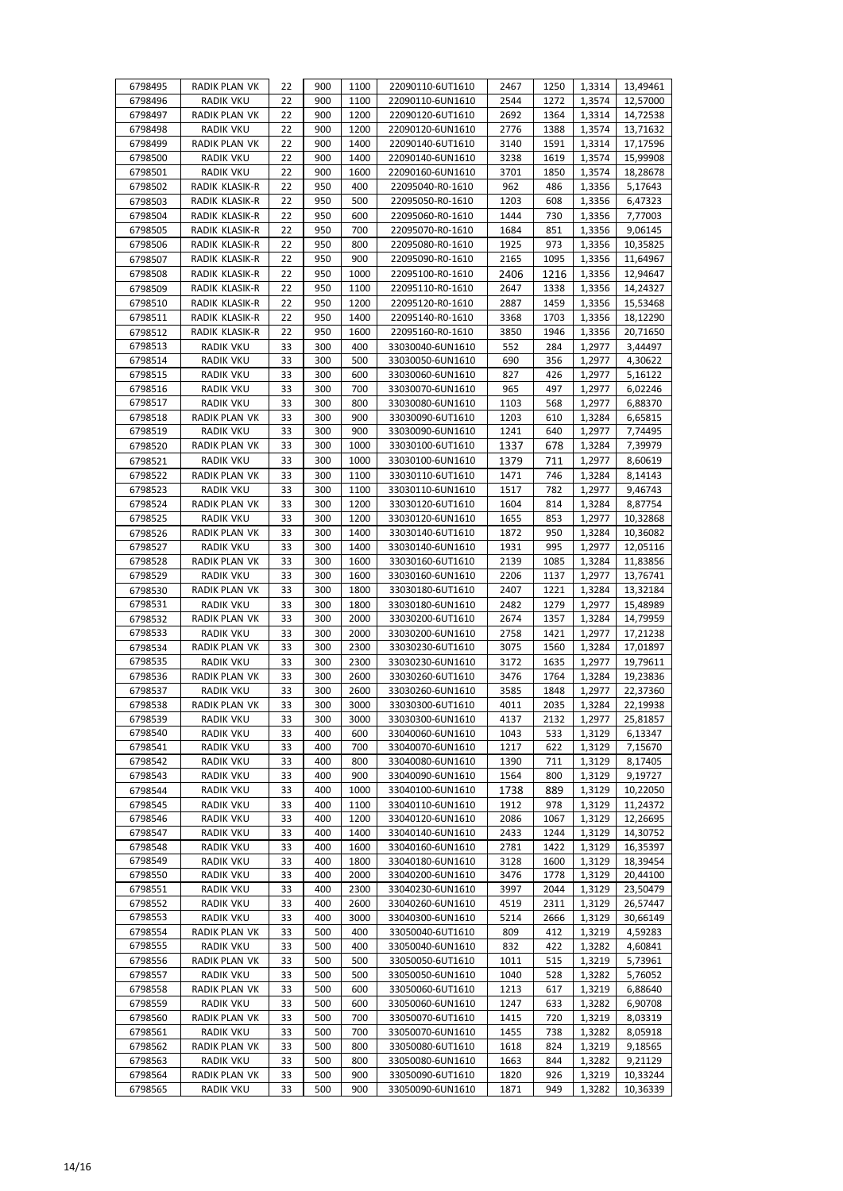| 6798495 | RADIK PLAN VK | 22 | 900 | 1100 | 22090110-6UT1610 | 2467 | 1250 | 1,3314 | 13,49461 |
|---|---|---|---|---|---|---|---|---|---|
| 6798496 | RADIK VKU | 22 | 900 | 1100 | 22090110-6UN1610 | 2544 | 1272 | 1,3574 | 12,57000 |
| 6798497 | RADIK PLAN VK | 22 | 900 | 1200 | 22090120-6UT1610 | 2692 | 1364 | 1,3314 | 14,72538 |
| 6798498 | RADIK VKU | 22 | 900 | 1200 | 22090120-6UN1610 | 2776 | 1388 | 1,3574 | 13,71632 |
| 6798499 | RADIK PLAN VK | 22 | 900 | 1400 | 22090140-6UT1610 | 3140 | 1591 | 1,3314 | 17,17596 |
| 6798500 | RADIK VKU | 22 | 900 | 1400 | 22090140-6UN1610 | 3238 | 1619 | 1,3574 | 15,99908 |
| 6798501 | RADIK VKU | 22 | 900 | 1600 | 22090160-6UN1610 | 3701 | 1850 | 1,3574 | 18,28678 |
| 6798502 | RADIK KLASIK-R | 22 | 950 | 400 | 22095040-R0-1610 | 962 | 486 | 1,3356 | 5,17643 |
| 6798503 | RADIK KLASIK-R | 22 | 950 | 500 | 22095050-R0-1610 | 1203 | 608 | 1,3356 | 6,47323 |
| 6798504 | RADIK KLASIK-R | 22 | 950 | 600 | 22095060-R0-1610 | 1444 | 730 | 1,3356 | 7,77003 |
| 6798505 | RADIK KLASIK-R | 22 | 950 | 700 | 22095070-R0-1610 | 1684 | 851 | 1,3356 | 9,06145 |
| 6798506 | RADIK KLASIK-R | 22 | 950 | 800 | 22095080-R0-1610 | 1925 | 973 | 1,3356 | 10,35825 |
| 6798507 | RADIK KLASIK-R | 22 | 950 | 900 | 22095090-R0-1610 | 2165 | 1095 | 1,3356 | 11,64967 |
| 6798508 | RADIK KLASIK-R | 22 | 950 | 1000 | 22095100-R0-1610 | 2406 | 1216 | 1,3356 | 12,94647 |
| 6798509 | RADIK KLASIK-R | 22 | 950 | 1100 | 22095110-R0-1610 | 2647 | 1338 | 1,3356 | 14,24327 |
| 6798510 | RADIK KLASIK-R | 22 | 950 | 1200 | 22095120-R0-1610 | 2887 | 1459 | 1,3356 | 15,53468 |
| 6798511 | RADIK KLASIK-R | 22 | 950 | 1400 | 22095140-R0-1610 | 3368 | 1703 | 1,3356 | 18,12290 |
| 6798512 | RADIK KLASIK-R | 22 | 950 | 1600 | 22095160-R0-1610 | 3850 | 1946 | 1,3356 | 20,71650 |
| 6798513 | RADIK VKU | 33 | 300 | 400 | 33030040-6UN1610 | 552 | 284 | 1,2977 | 3,44497 |
| 6798514 | RADIK VKU | 33 | 300 | 500 | 33030050-6UN1610 | 690 | 356 | 1,2977 | 4,30622 |
| 6798515 | RADIK VKU | 33 | 300 | 600 | 33030060-6UN1610 | 827 | 426 | 1,2977 | 5,16122 |
| 6798516 | RADIK VKU | 33 | 300 | 700 | 33030070-6UN1610 | 965 | 497 | 1,2977 | 6,02246 |
| 6798517 | RADIK VKU | 33 | 300 | 800 | 33030080-6UN1610 | 1103 | 568 | 1,2977 | 6,88370 |
| 6798518 | RADIK PLAN VK | 33 | 300 | 900 | 33030090-6UT1610 | 1203 | 610 | 1,3284 | 6,65815 |
| 6798519 | RADIK VKU | 33 | 300 | 900 | 33030090-6UN1610 | 1241 | 640 | 1,2977 | 7,74495 |
| 6798520 | RADIK PLAN VK | 33 | 300 | 1000 | 33030100-6UT1610 | 1337 | 678 | 1,3284 | 7,39979 |
| 6798521 | RADIK VKU | 33 | 300 | 1000 | 33030100-6UN1610 | 1379 | 711 | 1,2977 | 8,60619 |
| 6798522 | RADIK PLAN VK | 33 | 300 | 1100 | 33030110-6UT1610 | 1471 | 746 | 1,3284 | 8,14143 |
| 6798523 | RADIK VKU | 33 | 300 | 1100 | 33030110-6UN1610 | 1517 | 782 | 1,2977 | 9,46743 |
| 6798524 | RADIK PLAN VK | 33 | 300 | 1200 | 33030120-6UT1610 | 1604 | 814 | 1,3284 | 8,87754 |
| 6798525 | RADIK VKU | 33 | 300 | 1200 | 33030120-6UN1610 | 1655 | 853 | 1,2977 | 10,32868 |
| 6798526 | RADIK PLAN VK | 33 | 300 | 1400 | 33030140-6UT1610 | 1872 | 950 | 1,3284 | 10,36082 |
| 6798527 | RADIK VKU | 33 | 300 | 1400 | 33030140-6UN1610 | 1931 | 995 | 1,2977 | 12,05116 |
| 6798528 | RADIK PLAN VK | 33 | 300 | 1600 | 33030160-6UT1610 | 2139 | 1085 | 1,3284 | 11,83856 |
| 6798529 | RADIK VKU | 33 | 300 | 1600 | 33030160-6UN1610 | 2206 | 1137 | 1,2977 | 13,76741 |
| 6798530 | RADIK PLAN VK | 33 | 300 | 1800 | 33030180-6UT1610 | 2407 | 1221 | 1,3284 | 13,32184 |
| 6798531 | RADIK VKU | 33 | 300 | 1800 | 33030180-6UN1610 | 2482 | 1279 | 1,2977 | 15,48989 |
| 6798532 | RADIK PLAN VK | 33 | 300 | 2000 | 33030200-6UT1610 | 2674 | 1357 | 1,3284 | 14,79959 |
| 6798533 | RADIK VKU | 33 | 300 | 2000 | 33030200-6UN1610 | 2758 | 1421 | 1,2977 | 17,21238 |
| 6798534 | RADIK PLAN VK | 33 | 300 | 2300 | 33030230-6UT1610 | 3075 | 1560 | 1,3284 | 17,01897 |
| 6798535 | RADIK VKU | 33 | 300 | 2300 | 33030230-6UN1610 | 3172 | 1635 | 1,2977 | 19,79611 |
| 6798536 | RADIK PLAN VK | 33 | 300 | 2600 | 33030260-6UT1610 | 3476 | 1764 | 1,3284 | 19,23836 |
| 6798537 | RADIK VKU | 33 | 300 | 2600 | 33030260-6UN1610 | 3585 | 1848 | 1,2977 | 22,37360 |
| 6798538 | RADIK PLAN VK | 33 | 300 | 3000 | 33030300-6UT1610 | 4011 | 2035 | 1,3284 | 22,19938 |
| 6798539 | RADIK VKU | 33 | 300 | 3000 | 33030300-6UN1610 | 4137 | 2132 | 1,2977 | 25,81857 |
| 6798540 | RADIK VKU | 33 | 400 | 600 | 33040060-6UN1610 | 1043 | 533 | 1,3129 | 6,13347 |
| 6798541 | RADIK VKU | 33 | 400 | 700 | 33040070-6UN1610 | 1217 | 622 | 1,3129 | 7,15670 |
| 6798542 | RADIK VKU | 33 | 400 | 800 | 33040080-6UN1610 | 1390 | 711 | 1,3129 | 8,17405 |
| 6798543 | RADIK VKU | 33 | 400 | 900 | 33040090-6UN1610 | 1564 | 800 | 1,3129 | 9,19727 |
| 6798544 | RADIK VKU | 33 | 400 | 1000 | 33040100-6UN1610 | 1738 | 889 | 1,3129 | 10,22050 |
| 6798545 | RADIK VKU | 33 | 400 | 1100 | 33040110-6UN1610 | 1912 | 978 | 1,3129 | 11,24372 |
| 6798546 | RADIK VKU | 33 | 400 | 1200 | 33040120-6UN1610 | 2086 | 1067 | 1,3129 | 12,26695 |
| 6798547 | RADIK VKU | 33 | 400 | 1400 | 33040140-6UN1610 | 2433 | 1244 | 1,3129 | 14,30752 |
| 6798548 | RADIK VKU | 33 | 400 | 1600 | 33040160-6UN1610 | 2781 | 1422 | 1,3129 | 16,35397 |
| 6798549 | RADIK VKU | 33 | 400 | 1800 | 33040180-6UN1610 | 3128 | 1600 | 1,3129 | 18,39454 |
| 6798550 | RADIK VKU | 33 | 400 | 2000 | 33040200-6UN1610 | 3476 | 1778 | 1,3129 | 20,44100 |
| 6798551 | RADIK VKU | 33 | 400 | 2300 | 33040230-6UN1610 | 3997 | 2044 | 1,3129 | 23,50479 |
| 6798552 | RADIK VKU | 33 | 400 | 2600 | 33040260-6UN1610 | 4519 | 2311 | 1,3129 | 26,57447 |
| 6798553 | RADIK VKU | 33 | 400 | 3000 | 33040300-6UN1610 | 5214 | 2666 | 1,3129 | 30,66149 |
| 6798554 | RADIK PLAN VK | 33 | 500 | 400 | 33050040-6UT1610 | 809 | 412 | 1,3219 | 4,59283 |
| 6798555 | RADIK VKU | 33 | 500 | 400 | 33050040-6UN1610 | 832 | 422 | 1,3282 | 4,60841 |
| 6798556 | RADIK PLAN VK | 33 | 500 | 500 | 33050050-6UT1610 | 1011 | 515 | 1,3219 | 5,73961 |
| 6798557 | RADIK VKU | 33 | 500 | 500 | 33050050-6UN1610 | 1040 | 528 | 1,3282 | 5,76052 |
| 6798558 | RADIK PLAN VK | 33 | 500 | 600 | 33050060-6UT1610 | 1213 | 617 | 1,3219 | 6,88640 |
| 6798559 | RADIK VKU | 33 | 500 | 600 | 33050060-6UN1610 | 1247 | 633 | 1,3282 | 6,90708 |
| 6798560 | RADIK PLAN VK | 33 | 500 | 700 | 33050070-6UT1610 | 1415 | 720 | 1,3219 | 8,03319 |
| 6798561 | RADIK VKU | 33 | 500 | 700 | 33050070-6UN1610 | 1455 | 738 | 1,3282 | 8,05918 |
| 6798562 | RADIK PLAN VK | 33 | 500 | 800 | 33050080-6UT1610 | 1618 | 824 | 1,3219 | 9,18565 |
| 6798563 | RADIK VKU | 33 | 500 | 800 | 33050080-6UN1610 | 1663 | 844 | 1,3282 | 9,21129 |
| 6798564 | RADIK PLAN VK | 33 | 500 | 900 | 33050090-6UT1610 | 1820 | 926 | 1,3219 | 10,33244 |
| 6798565 | RADIK VKU | 33 | 500 | 900 | 33050090-6UN1610 | 1871 | 949 | 1,3282 | 10,36339 |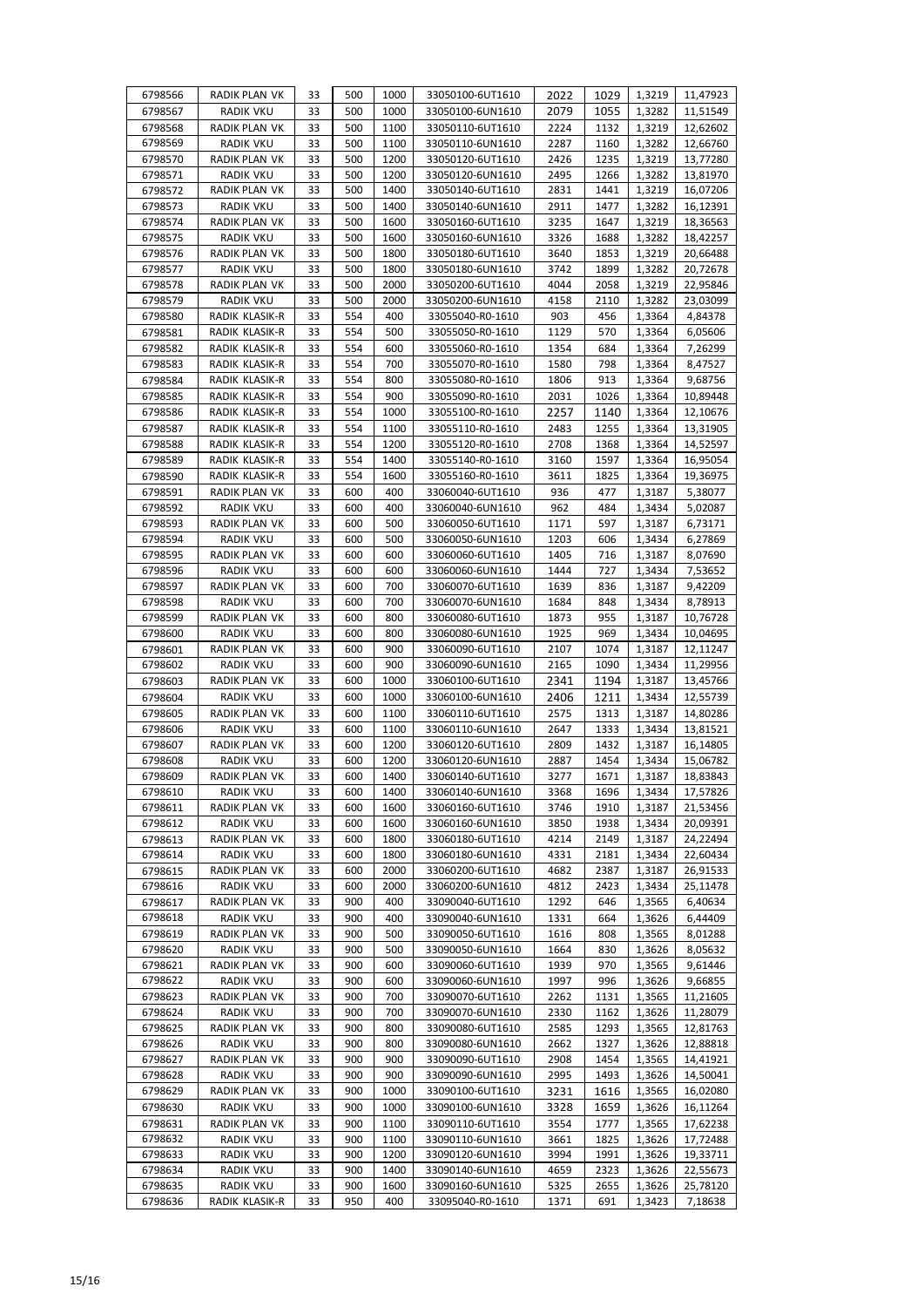| 6798566 | RADIK PLAN VK | 33 | 500 | 1000 | 33050100-6UT1610 | 2022 | 1029 | 1,3219 | 11,47923 |
|---|---|---|---|---|---|---|---|---|---|
| 6798567 | RADIK VKU | 33 | 500 | 1000 | 33050100-6UN1610 | 2079 | 1055 | 1,3282 | 11,51549 |
| 6798568 | RADIK PLAN VK | 33 | 500 | 1100 | 33050110-6UT1610 | 2224 | 1132 | 1,3219 | 12,62602 |
| 6798569 | RADIK VKU | 33 | 500 | 1100 | 33050110-6UN1610 | 2287 | 1160 | 1,3282 | 12,66760 |
| 6798570 | RADIK PLAN VK | 33 | 500 | 1200 | 33050120-6UT1610 | 2426 | 1235 | 1,3219 | 13,77280 |
| 6798571 | RADIK VKU | 33 | 500 | 1200 | 33050120-6UN1610 | 2495 | 1266 | 1,3282 | 13,81970 |
| 6798572 | RADIK PLAN VK | 33 | 500 | 1400 | 33050140-6UT1610 | 2831 | 1441 | 1,3219 | 16,07206 |
| 6798573 | RADIK VKU | 33 | 500 | 1400 | 33050140-6UN1610 | 2911 | 1477 | 1,3282 | 16,12391 |
| 6798574 | RADIK PLAN VK | 33 | 500 | 1600 | 33050160-6UT1610 | 3235 | 1647 | 1,3219 | 18,36563 |
| 6798575 | RADIK VKU | 33 | 500 | 1600 | 33050160-6UN1610 | 3326 | 1688 | 1,3282 | 18,42257 |
| 6798576 | RADIK PLAN VK | 33 | 500 | 1800 | 33050180-6UT1610 | 3640 | 1853 | 1,3219 | 20,66488 |
| 6798577 | RADIK VKU | 33 | 500 | 1800 | 33050180-6UN1610 | 3742 | 1899 | 1,3282 | 20,72678 |
| 6798578 | RADIK PLAN VK | 33 | 500 | 2000 | 33050200-6UT1610 | 4044 | 2058 | 1,3219 | 22,95846 |
| 6798579 | RADIK VKU | 33 | 500 | 2000 | 33050200-6UN1610 | 4158 | 2110 | 1,3282 | 23,03099 |
| 6798580 | RADIK KLASIK-R | 33 | 554 | 400 | 33055040-R0-1610 | 903 | 456 | 1,3364 | 4,84378 |
| 6798581 | RADIK KLASIK-R | 33 | 554 | 500 | 33055050-R0-1610 | 1129 | 570 | 1,3364 | 6,05606 |
| 6798582 | RADIK KLASIK-R | 33 | 554 | 600 | 33055060-R0-1610 | 1354 | 684 | 1,3364 | 7,26299 |
| 6798583 | RADIK KLASIK-R | 33 | 554 | 700 | 33055070-R0-1610 | 1580 | 798 | 1,3364 | 8,47527 |
| 6798584 | RADIK KLASIK-R | 33 | 554 | 800 | 33055080-R0-1610 | 1806 | 913 | 1,3364 | 9,68756 |
| 6798585 | RADIK KLASIK-R | 33 | 554 | 900 | 33055090-R0-1610 | 2031 | 1026 | 1,3364 | 10,89448 |
| 6798586 | RADIK KLASIK-R | 33 | 554 | 1000 | 33055100-R0-1610 | 2257 | 1140 | 1,3364 | 12,10676 |
| 6798587 | RADIK KLASIK-R | 33 | 554 | 1100 | 33055110-R0-1610 | 2483 | 1255 | 1,3364 | 13,31905 |
| 6798588 | RADIK KLASIK-R | 33 | 554 | 1200 | 33055120-R0-1610 | 2708 | 1368 | 1,3364 | 14,52597 |
| 6798589 | RADIK KLASIK-R | 33 | 554 | 1400 | 33055140-R0-1610 | 3160 | 1597 | 1,3364 | 16,95054 |
| 6798590 | RADIK KLASIK-R | 33 | 554 | 1600 | 33055160-R0-1610 | 3611 | 1825 | 1,3364 | 19,36975 |
| 6798591 | RADIK PLAN VK | 33 | 600 | 400 | 33060040-6UT1610 | 936 | 477 | 1,3187 | 5,38077 |
| 6798592 | RADIK VKU | 33 | 600 | 400 | 33060040-6UN1610 | 962 | 484 | 1,3434 | 5,02087 |
| 6798593 | RADIK PLAN VK | 33 | 600 | 500 | 33060050-6UT1610 | 1171 | 597 | 1,3187 | 6,73171 |
| 6798594 | RADIK VKU | 33 | 600 | 500 | 33060050-6UN1610 | 1203 | 606 | 1,3434 | 6,27869 |
| 6798595 | RADIK PLAN VK | 33 | 600 | 600 | 33060060-6UT1610 | 1405 | 716 | 1,3187 | 8,07690 |
| 6798596 | RADIK VKU | 33 | 600 | 600 | 33060060-6UN1610 | 1444 | 727 | 1,3434 | 7,53652 |
| 6798597 | RADIK PLAN VK | 33 | 600 | 700 | 33060070-6UT1610 | 1639 | 836 | 1,3187 | 9,42209 |
| 6798598 | RADIK VKU | 33 | 600 | 700 | 33060070-6UN1610 | 1684 | 848 | 1,3434 | 8,78913 |
| 6798599 | RADIK PLAN VK | 33 | 600 | 800 | 33060080-6UT1610 | 1873 | 955 | 1,3187 | 10,76728 |
| 6798600 | RADIK VKU | 33 | 600 | 800 | 33060080-6UN1610 | 1925 | 969 | 1,3434 | 10,04695 |
| 6798601 | RADIK PLAN VK | 33 | 600 | 900 | 33060090-6UT1610 | 2107 | 1074 | 1,3187 | 12,11247 |
| 6798602 | RADIK VKU | 33 | 600 | 900 | 33060090-6UN1610 | 2165 | 1090 | 1,3434 | 11,29956 |
| 6798603 | RADIK PLAN VK | 33 | 600 | 1000 | 33060100-6UT1610 | 2341 | 1194 | 1,3187 | 13,45766 |
| 6798604 | RADIK VKU | 33 | 600 | 1000 | 33060100-6UN1610 | 2406 | 1211 | 1,3434 | 12,55739 |
| 6798605 | RADIK PLAN VK | 33 | 600 | 1100 | 33060110-6UT1610 | 2575 | 1313 | 1,3187 | 14,80286 |
| 6798606 | RADIK VKU | 33 | 600 | 1100 | 33060110-6UN1610 | 2647 | 1333 | 1,3434 | 13,81521 |
| 6798607 | RADIK PLAN VK | 33 | 600 | 1200 | 33060120-6UT1610 | 2809 | 1432 | 1,3187 | 16,14805 |
| 6798608 | RADIK VKU | 33 | 600 | 1200 | 33060120-6UN1610 | 2887 | 1454 | 1,3434 | 15,06782 |
| 6798609 | RADIK PLAN VK | 33 | 600 | 1400 | 33060140-6UT1610 | 3277 | 1671 | 1,3187 | 18,83843 |
| 6798610 | RADIK VKU | 33 | 600 | 1400 | 33060140-6UN1610 | 3368 | 1696 | 1,3434 | 17,57826 |
| 6798611 | RADIK PLAN VK | 33 | 600 | 1600 | 33060160-6UT1610 | 3746 | 1910 | 1,3187 | 21,53456 |
| 6798612 | RADIK VKU | 33 | 600 | 1600 | 33060160-6UN1610 | 3850 | 1938 | 1,3434 | 20,09391 |
| 6798613 | RADIK PLAN VK | 33 | 600 | 1800 | 33060180-6UT1610 | 4214 | 2149 | 1,3187 | 24,22494 |
| 6798614 | RADIK VKU | 33 | 600 | 1800 | 33060180-6UN1610 | 4331 | 2181 | 1,3434 | 22,60434 |
| 6798615 | RADIK PLAN VK | 33 | 600 | 2000 | 33060200-6UT1610 | 4682 | 2387 | 1,3187 | 26,91533 |
| 6798616 | RADIK VKU | 33 | 600 | 2000 | 33060200-6UN1610 | 4812 | 2423 | 1,3434 | 25,11478 |
| 6798617 | RADIK PLAN VK | 33 | 900 | 400 | 33090040-6UT1610 | 1292 | 646 | 1,3565 | 6,40634 |
| 6798618 | RADIK VKU | 33 | 900 | 400 | 33090040-6UN1610 | 1331 | 664 | 1,3626 | 6,44409 |
| 6798619 | RADIK PLAN VK | 33 | 900 | 500 | 33090050-6UT1610 | 1616 | 808 | 1,3565 | 8,01288 |
| 6798620 | RADIK VKU | 33 | 900 | 500 | 33090050-6UN1610 | 1664 | 830 | 1,3626 | 8,05632 |
| 6798621 | RADIK PLAN VK | 33 | 900 | 600 | 33090060-6UT1610 | 1939 | 970 | 1,3565 | 9,61446 |
| 6798622 | RADIK VKU | 33 | 900 | 600 | 33090060-6UN1610 | 1997 | 996 | 1,3626 | 9,66855 |
| 6798623 | RADIK PLAN VK | 33 | 900 | 700 | 33090070-6UT1610 | 2262 | 1131 | 1,3565 | 11,21605 |
| 6798624 | RADIK VKU | 33 | 900 | 700 | 33090070-6UN1610 | 2330 | 1162 | 1,3626 | 11,28079 |
| 6798625 | RADIK PLAN VK | 33 | 900 | 800 | 33090080-6UT1610 | 2585 | 1293 | 1,3565 | 12,81763 |
| 6798626 | RADIK VKU | 33 | 900 | 800 | 33090080-6UN1610 | 2662 | 1327 | 1,3626 | 12,88818 |
| 6798627 | RADIK PLAN VK | 33 | 900 | 900 | 33090090-6UT1610 | 2908 | 1454 | 1,3565 | 14,41921 |
| 6798628 | RADIK VKU | 33 | 900 | 900 | 33090090-6UN1610 | 2995 | 1493 | 1,3626 | 14,50041 |
| 6798629 | RADIK PLAN VK | 33 | 900 | 1000 | 33090100-6UT1610 | 3231 | 1616 | 1,3565 | 16,02080 |
| 6798630 | RADIK VKU | 33 | 900 | 1000 | 33090100-6UN1610 | 3328 | 1659 | 1,3626 | 16,11264 |
| 6798631 | RADIK PLAN VK | 33 | 900 | 1100 | 33090110-6UT1610 | 3554 | 1777 | 1,3565 | 17,62238 |
| 6798632 | RADIK VKU | 33 | 900 | 1100 | 33090110-6UN1610 | 3661 | 1825 | 1,3626 | 17,72488 |
| 6798633 | RADIK VKU | 33 | 900 | 1200 | 33090120-6UN1610 | 3994 | 1991 | 1,3626 | 19,33711 |
| 6798634 | RADIK VKU | 33 | 900 | 1400 | 33090140-6UN1610 | 4659 | 2323 | 1,3626 | 22,55673 |
| 6798635 | RADIK VKU | 33 | 900 | 1600 | 33090160-6UN1610 | 5325 | 2655 | 1,3626 | 25,78120 |
| 6798636 | RADIK KLASIK-R | 33 | 950 | 400 | 33095040-R0-1610 | 1371 | 691 | 1,3423 | 7,18638 |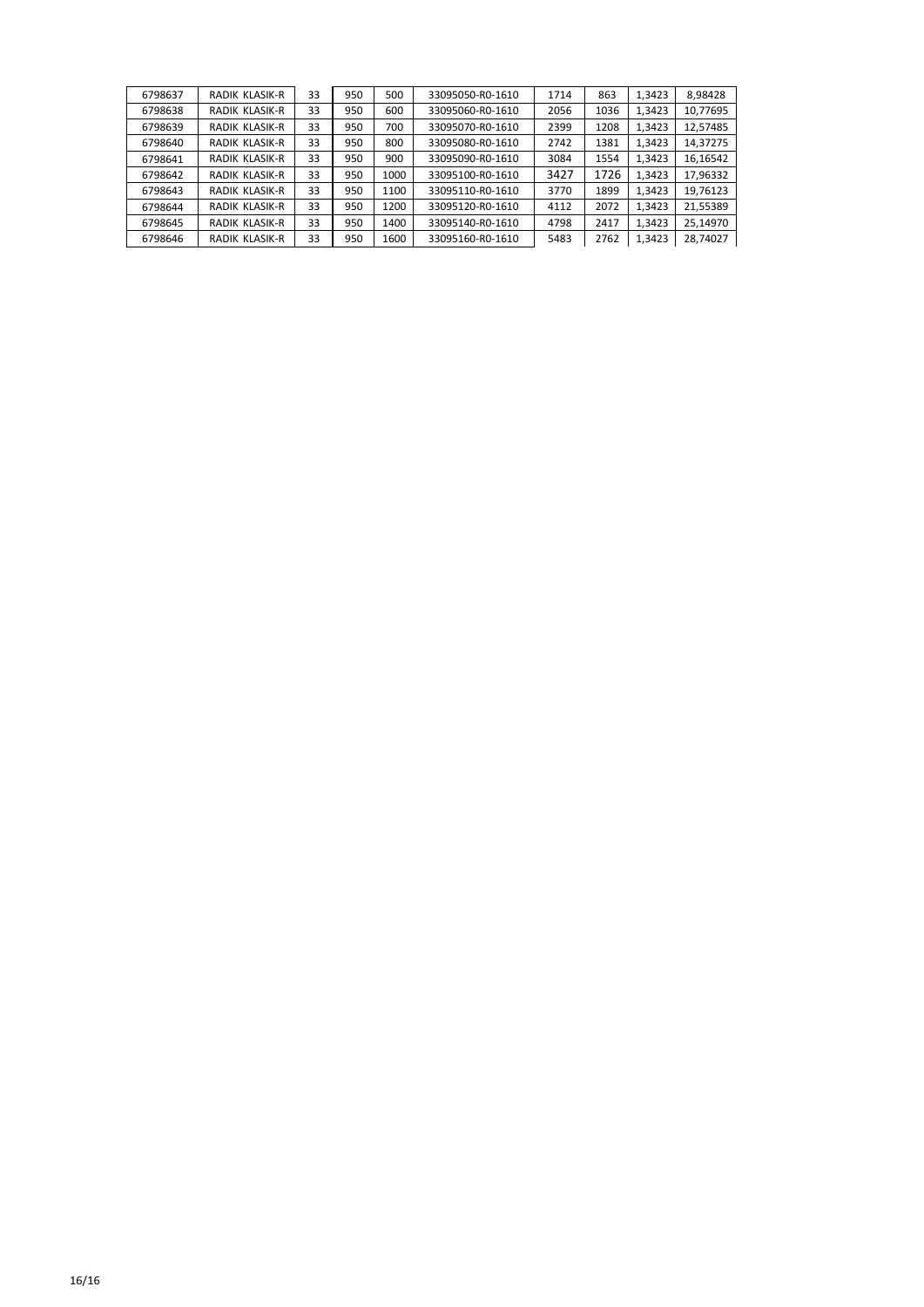| | | | | | | | | | |
|---|---|---|---|---|---|---|---|---|---|
| 6798637 | RADIK KLASIK-R | 33 | 950 | 500 | 33095050-R0-1610 | 1714 | 863 | 1,3423 | 8,98428 |
| 6798638 | RADIK KLASIK-R | 33 | 950 | 600 | 33095060-R0-1610 | 2056 | 1036 | 1,3423 | 10,77695 |
| 6798639 | RADIK KLASIK-R | 33 | 950 | 700 | 33095070-R0-1610 | 2399 | 1208 | 1,3423 | 12,57485 |
| 6798640 | RADIK KLASIK-R | 33 | 950 | 800 | 33095080-R0-1610 | 2742 | 1381 | 1,3423 | 14,37275 |
| 6798641 | RADIK KLASIK-R | 33 | 950 | 900 | 33095090-R0-1610 | 3084 | 1554 | 1,3423 | 16,16542 |
| 6798642 | RADIK KLASIK-R | 33 | 950 | 1000 | 33095100-R0-1610 | 3427 | 1726 | 1,3423 | 17,96332 |
| 6798643 | RADIK KLASIK-R | 33 | 950 | 1100 | 33095110-R0-1610 | 3770 | 1899 | 1,3423 | 19,76123 |
| 6798644 | RADIK KLASIK-R | 33 | 950 | 1200 | 33095120-R0-1610 | 4112 | 2072 | 1,3423 | 21,55389 |
| 6798645 | RADIK KLASIK-R | 33 | 950 | 1400 | 33095140-R0-1610 | 4798 | 2417 | 1,3423 | 25,14970 |
| 6798646 | RADIK KLASIK-R | 33 | 950 | 1600 | 33095160-R0-1610 | 5483 | 2762 | 1,3423 | 28,74027 |